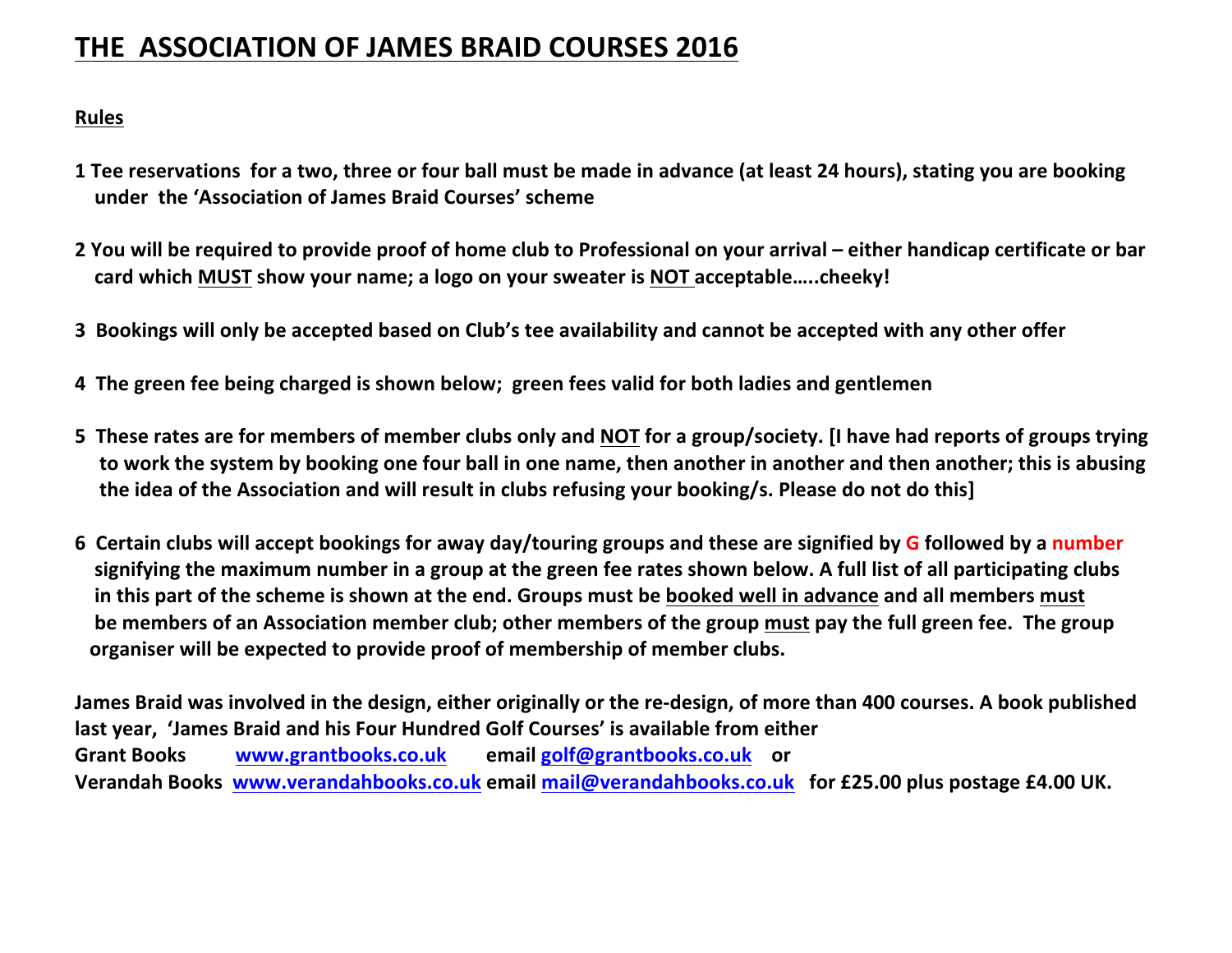# THE ASSOCIATION OF JAMES BRAID COURSES 2016

## Rules

**1 Tee reservations for a two, three or four ball must be made in advance (at least 24 hours), stating you are booking under the 'Association of James Braid Courses' scheme**

**2 You will be required to provide proof of home club to Professional on your arrival – either handicap certificate or bar card which MUST show your name; a logo on your sweater is NOT acceptable…..cheeky!**

**3 Bookings will only be accepted based on Club's tee availability and cannot be accepted with any other offer**

**4 The green fee being charged is shown below; green fees valid for both ladies and gentlemen**

**5 These rates are for members of member clubs only and NOT for a group/society. [I have had reports of groups trying to work the system by booking one four ball in one name, then another in another and then another; this is abusing the idea of the Association and will result in clubs refusing your booking/s. Please do not do this]**

**6 Certain clubs will accept bookings for away day/touring groups and these are signified by G followed by a number signifying the maximum number in a group at the green fee rates shown below. A full list of all participating clubs in this part of the scheme is shown at the end. Groups must be booked well in advance and all members must be members of an Association member club; other members of the group must pay the full green fee. The group organiser will be expected to provide proof of membership of member clubs.**

**James Braid was involved in the design, either originally or the re-design, of more than 400 courses. A book published last year, 'James Braid and his Four Hundred Golf Courses' is available from either**
**Grant Books www.grantbooks.co.uk email golf@grantbooks.co.uk or**
**Verandah Books www.verandahbooks.co.uk email mail@verandahbooks.co.uk for £25.00 plus postage £4.00 UK.**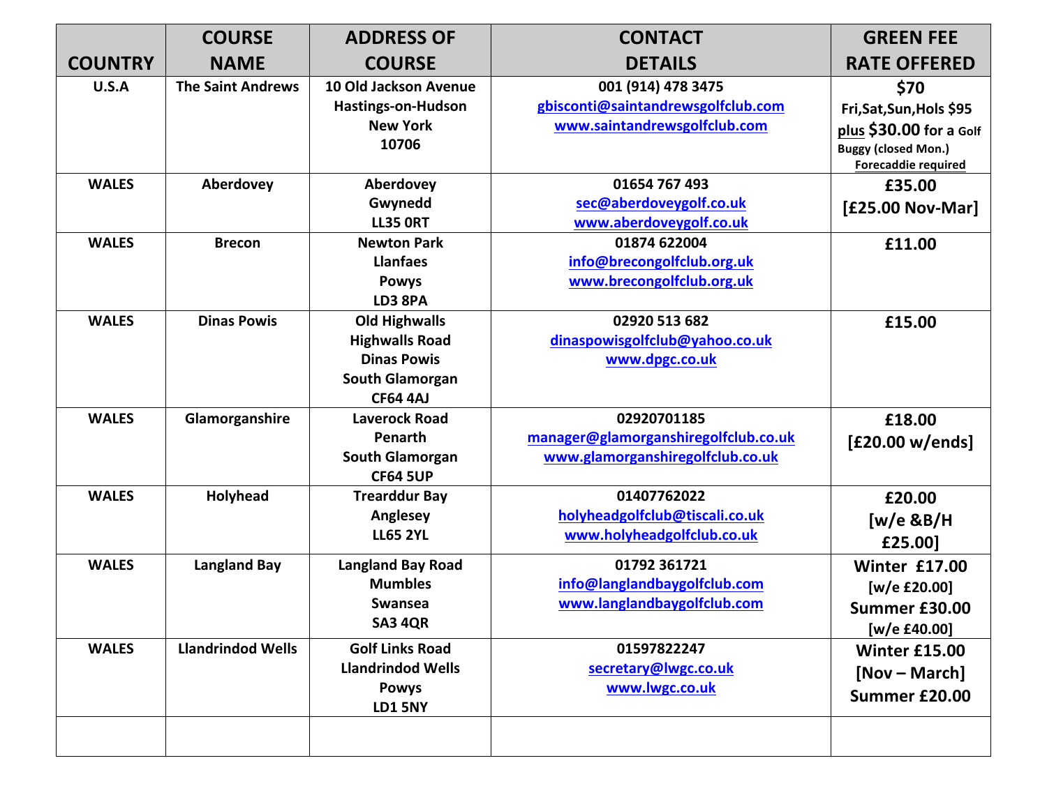| COUNTRY | COURSE NAME | ADDRESS OF COURSE | CONTACT DETAILS | GREEN FEE RATE OFFERED |
|---|---|---|---|---|
| U.S.A | The Saint Andrews | 10 Old Jackson Avenue Hastings-on-Hudson New York 10706 | 001 (914) 478 3475 gbisconti@saintandrewsgolfclub.com www.saintandrewsgolfclub.com | $70 Fri,Sat,Sun,Hols $95 plus $30.00 for a Golf Buggy (closed Mon.) Forecaddie required |
| WALES | Aberdovey | Aberdovey Gwynedd LL35 0RT | 01654 767 493 sec@aberdoveygolf.co.uk www.aberdoveygolf.co.uk | £35.00 [£25.00 Nov-Mar] |
| WALES | Brecon | Newton Park Llanfaes Powys LD3 8PA | 01874 622004 info@brecongolfclub.org.uk www.brecongolfclub.org.uk | £11.00 |
| WALES | Dinas Powis | Old Highwalls Highwalls Road Dinas Powis South Glamorgan CF64 4AJ | 02920 513 682 dinaspowisgolfclub@yahoo.co.uk www.dpgc.co.uk | £15.00 |
| WALES | Glamorganshire | Laverock Road Penarth South Glamorgan CF64 5UP | 02920701185 manager@glamorganshiregolfclub.co.uk www.glamorganshiregolfclub.co.uk | £18.00 [£20.00 w/ends] |
| WALES | Holyhead | Trearddur Bay Anglesey LL65 2YL | 01407762022 holyheadgolfclub@tiscali.co.uk www.holyheadgolfclub.co.uk | £20.00 [w/e &B/H £25.00] |
| WALES | Langland Bay | Langland Bay Road Mumbles Swansea SA3 4QR | 01792 361721 info@langlandbaygolfclub.com www.langlandbaygolfclub.com | Winter £17.00 [w/e £20.00] Summer £30.00 [w/e £40.00] |
| WALES | Llandrindod Wells | Golf Links Road Llandrindod Wells Powys LD1 5NY | 01597822247 secretary@lwgc.co.uk www.lwgc.co.uk | Winter £15.00 [Nov – March] Summer £20.00 |
| | | | | |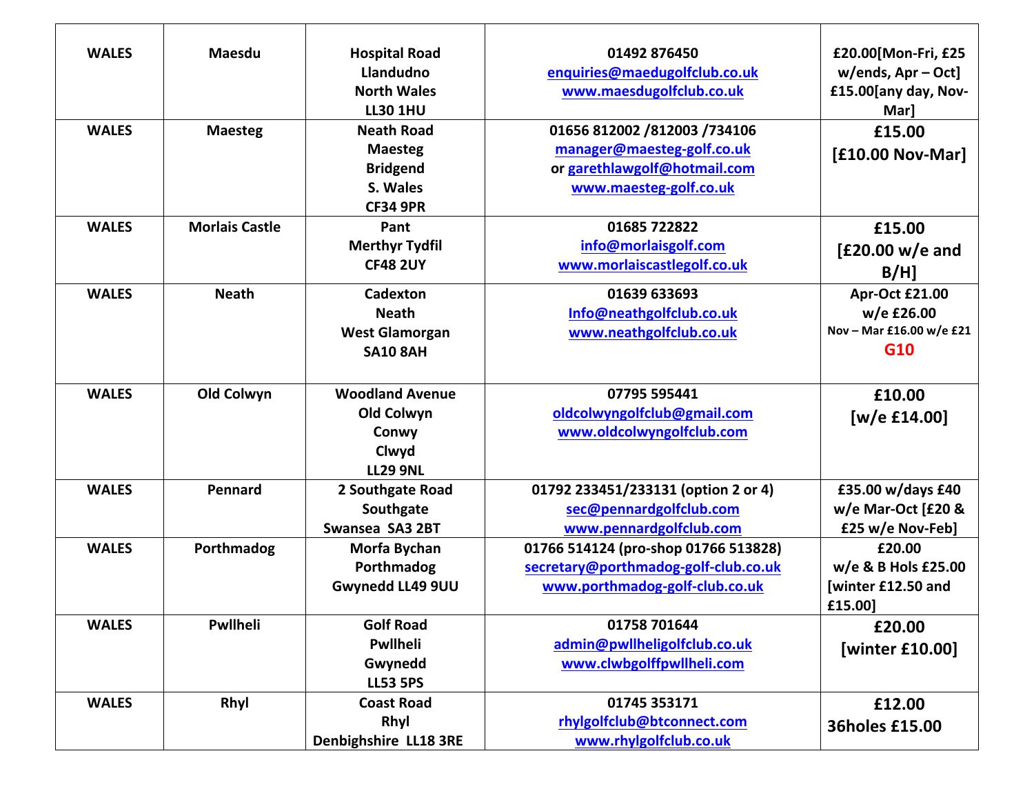| WALES | Maesdu | Hospital Road<br>Llandudno<br>North Wales<br>LL30 1HU | 01492 876450<br>enquiries@maedugolfclub.co.uk<br>www.maesdugolfclub.co.uk | £20.00[Mon-Fri, £25 w/ends, Apr – Oct] £15.00[any day, Nov-Mar] |
|---|---|---|---|---|
| WALES | Maesteg | Neath Road<br>Maesteg<br>Bridgend<br>S. Wales<br>CF34 9PR | 01656 812002 /812003 /734106<br>manager@maesteg-golf.co.uk<br>or garethlawgolf@hotmail.com<br>www.maesteg-golf.co.uk | £15.00<br>[£10.00 Nov-Mar] |
| WALES | Morlais Castle | Pant<br>Merthyr Tydfil<br>CF48 2UY | 01685 722822<br>info@morlaisgolf.com<br>www.morlaiscastlegolf.co.uk | £15.00<br>[£20.00 w/e and B/H] |
| WALES | Neath | Cadexton<br>Neath<br>West Glamorgan<br>SA10 8AH | 01639 633693<br>Info@neathgolfclub.co.uk<br>www.neathgolfclub.co.uk | Apr-Oct £21.00<br>w/e £26.00<br>Nov – Mar £16.00 w/e £21<br>G10 |
| WALES | Old Colwyn | Woodland Avenue<br>Old Colwyn<br>Conwy<br>Clwyd<br>LL29 9NL | 07795 595441<br>oldcolwyngolfclub@gmail.com<br>www.oldcolwyngolfclub.com | £10.00<br>[w/e £14.00] |
| WALES | Pennard | 2 Southgate Road<br>Southgate<br>Swansea SA3 2BT | 01792 233451/233131 (option 2 or 4)<br>sec@pennardgolfclub.com<br>www.pennardgolfclub.com | £35.00 w/days £40 w/e Mar-Oct [£20 & £25 w/e Nov-Feb] |
| WALES | Porthmadog | Morfa Bychan<br>Porthmadog<br>Gwynedd LL49 9UU | 01766 514124 (pro-shop 01766 513828)<br>secretary@porthmadog-golf-club.co.uk<br>www.porthmadog-golf-club.co.uk | £20.00<br>w/e & B Hols £25.00<br>[winter £12.50 and £15.00] |
| WALES | Pwllheli | Golf Road<br>Pwllheli<br>Gwynedd<br>LL53 5PS | 01758 701644<br>admin@pwllheligolfclub.co.uk<br>www.clwbgolffpwllheli.com | £20.00<br>[winter £10.00] |
| WALES | Rhyl | Coast Road<br>Rhyl<br>Denbighshire LL18 3RE | 01745 353171<br>rhylgolfclub@btconnect.com<br>www.rhylgolfclub.co.uk | £12.00<br>36holes £15.00 |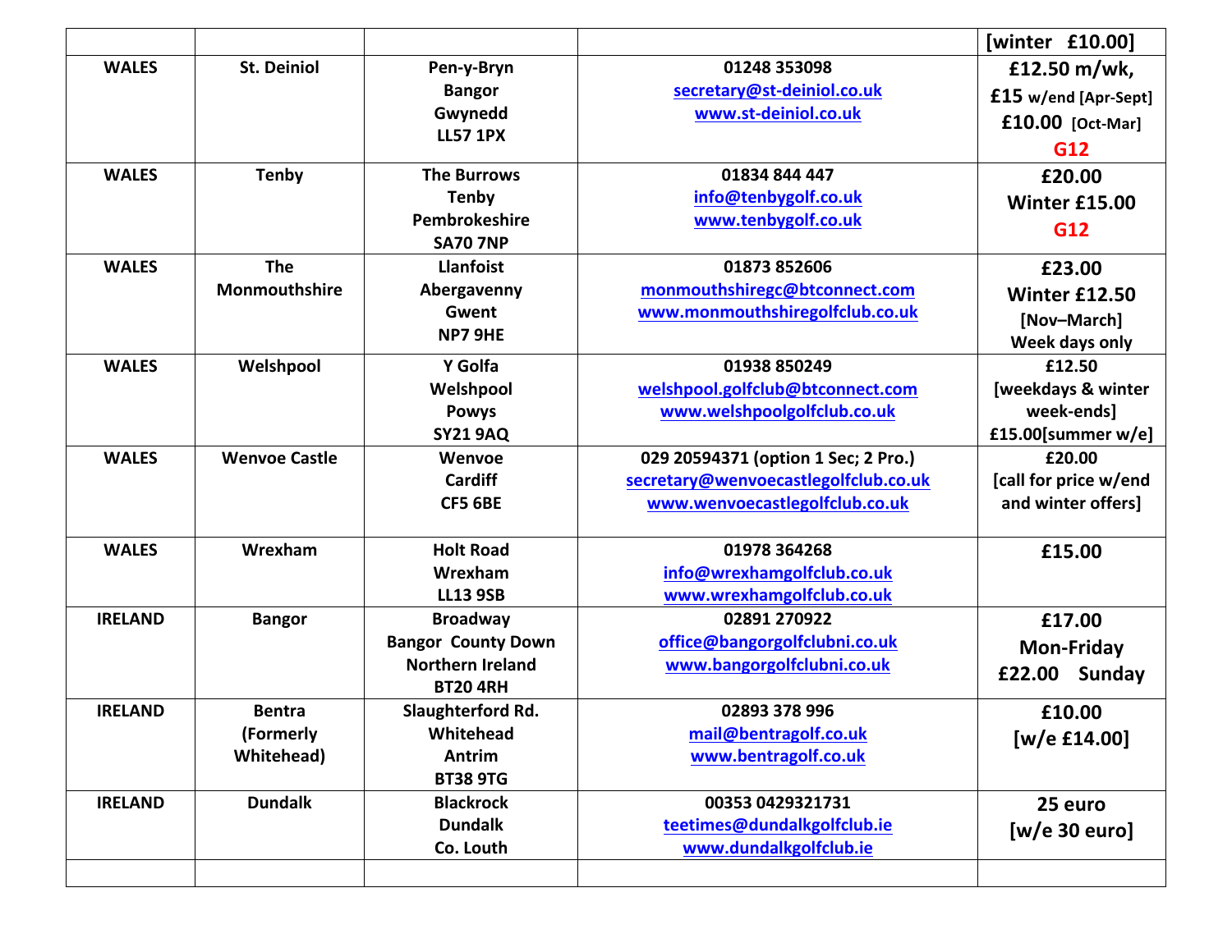| | | | | [winter £10.00] |
|---|---|---|---|---|
| **WALES** | **St. Deiniol** | **Pen-y-Bryn**<br>**Bangor**<br>**Gwynedd**<br>**LL57 1PX** | **01248 353098**<br>**secretary@st-deiniol.co.uk**<br>**www.st-deiniol.co.uk** | **£12.50 m/wk,**<br>**£15 w/end [Apr-Sept]**<br>**£10.00 [Oct-Mar]**<br>**G12** |
| **WALES** | **Tenby** | **The Burrows**<br>**Tenby**<br>**Pembrokeshire**<br>**SA70 7NP** | **01834 844 447**<br>**info@tenbygolf.co.uk**<br>**www.tenbygolf.co.uk** | **£20.00**<br>**Winter £15.00**<br>**G12** |
| **WALES** | **The Monmouthshire** | **Llanfoist**<br>**Abergavenny**<br>**Gwent**<br>**NP7 9HE** | **01873 852606**<br>**monmouthshiregc@btconnect.com**<br>**www.monmouthshiregolfclub.co.uk** | **£23.00**<br>**Winter £12.50**<br>**[Nov–March]**<br>**Week days only** |
| **WALES** | **Welshpool** | **Y Golfa**<br>**Welshpool**<br>**Powys**<br>**SY21 9AQ** | **01938 850249**<br>**welshpool.golfclub@btconnect.com**<br>**www.welshpoolgolfclub.co.uk** | **£12.50**<br>**[weekdays & winter week-ends]**<br>**£15.00[summer w/e]** |
| **WALES** | **Wenvoe Castle** | **Wenvoe**<br>**Cardiff**<br>**CF5 6BE** | **029 20594371 (option 1 Sec; 2 Pro.)**<br>**secretary@wenvoecastlegolfclub.co.uk**<br>**www.wenvoecastlegolfclub.co.uk** | **£20.00**<br>**[call for price w/end and winter offers]** |
| **WALES** | **Wrexham** | **Holt Road**<br>**Wrexham**<br>**LL13 9SB** | **01978 364268**<br>**info@wrexhamgolfclub.co.uk**<br>**www.wrexhamgolfclub.co.uk** | **£15.00** |
| **IRELAND** | **Bangor** | **Broadway**<br>**Bangor County Down**<br>**Northern Ireland**<br>**BT20 4RH** | **02891 270922**<br>**office@bangorgolfclubni.co.uk**<br>**www.bangorgolfclubni.co.uk** | **£17.00**<br>**Mon-Friday**<br>**£22.00 Sunday** |
| **IRELAND** | **Bentra (Formerly Whitehead)** | **Slaughterford Rd.**<br>**Whitehead**<br>**Antrim**<br>**BT38 9TG** | **02893 378 996**<br>**mail@bentragolf.co.uk**<br>**www.bentragolf.co.uk** | **£10.00**<br>**[w/e £14.00]** |
| **IRELAND** | **Dundalk** | **Blackrock**<br>**Dundalk**<br>**Co. Louth** | **00353 0429321731**<br>**teetimes@dundalkgolfclub.ie**<br>**www.dundalkgolfclub.ie** | **25 euro**<br>**[w/e 30 euro]** |
| | | | | |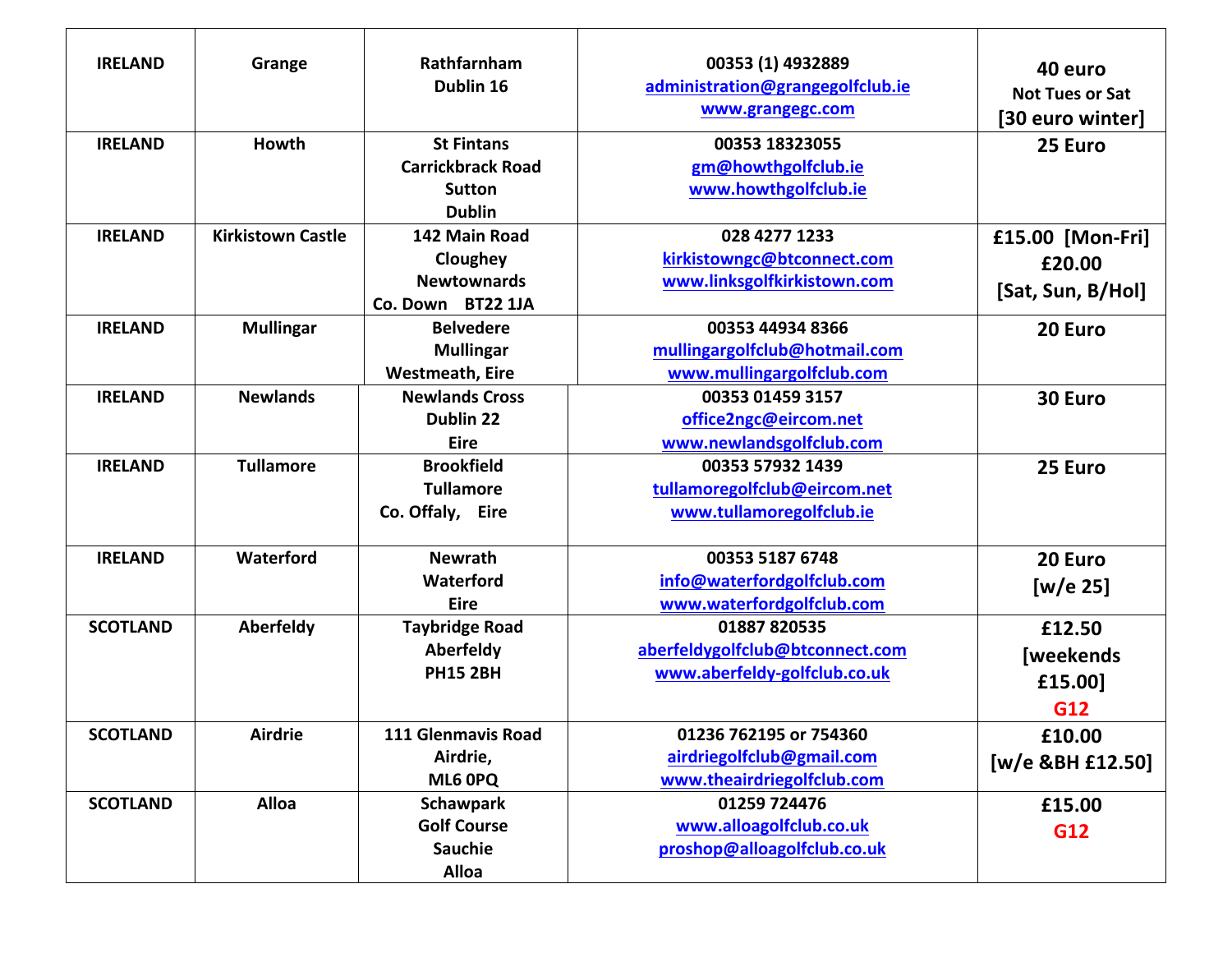| | | | | |
|---|---|---|---|---|
| **IRELAND** | **Grange** | **Rathfarnham**<br>**Dublin 16** | **00353 (1) 4932889**<br>**administration@grangegolfclub.ie**<br>**www.grangegc.com** | **40 euro**<br>**Not Tues or Sat**<br>**[30 euro winter]** |
| **IRELAND** | **Howth** | **St Fintans**<br>**Carrickbrack Road**<br>**Sutton**<br>**Dublin** | **00353 18323055**<br>**gm@howthgolfclub.ie**<br>**www.howthgolfclub.ie** | **25 Euro** |
| **IRELAND** | **Kirkistown Castle** | **142 Main Road**<br>**Cloughey**<br>**Newtownards**<br>**Co. Down BT22 1JA** | **028 4277 1233**<br>**kirkistowngc@btconnect.com**<br>**www.linksgolfkirkistown.com** | **£15.00 [Mon-Fri]**<br>**£20.00**<br>**[Sat, Sun, B/Hol]** |
| **IRELAND** | **Mullingar** | **Belvedere**<br>**Mullingar**<br>**Westmeath, Eire** | **00353 44934 8366**<br>**mullingargolfclub@hotmail.com**<br>**www.mullingargolfclub.com** | **20 Euro** |
| **IRELAND** | **Newlands** | **Newlands Cross**<br>**Dublin 22**<br>**Eire** | **00353 01459 3157**<br>**office2ngc@eircom.net**<br>**www.newlandsgolfclub.com** | **30 Euro** |
| **IRELAND** | **Tullamore** | **Brookfield**<br>**Tullamore**<br>**Co. Offaly, Eire** | **00353 57932 1439**<br>**tullamoregolfclub@eircom.net**<br>**www.tullamoregolfclub.ie** | **25 Euro** |
| **IRELAND** | **Waterford** | **Newrath**<br>**Waterford**<br>**Eire** | **00353 5187 6748**<br>**info@waterfordgolfclub.com**<br>**www.waterfordgolfclub.com** | **20 Euro**<br>**[w/e 25]** |
| **SCOTLAND** | **Aberfeldy** | **Taybridge Road**<br>**Aberfeldy**<br>**PH15 2BH** | **01887 820535**<br>**aberfeldygolfclub@btconnect.com**<br>**www.aberfeldy-golfclub.co.uk** | **£12.50**<br>**[weekends**<br>**£15.00]**<br>**G12** |
| **SCOTLAND** | **Airdrie** | **111 Glenmavis Road**<br>**Airdrie,**<br>**ML6 0PQ** | **01236 762195 or 754360**<br>**airdriegolfclub@gmail.com**<br>**www.theairdriegolfclub.com** | **£10.00**<br>**[w/e &BH £12.50]** |
| **SCOTLAND** | **Alloa** | **Schawpark**<br>**Golf Course**<br>**Sauchie**<br>**Alloa** | **01259 724476**<br>**www.alloagolfclub.co.uk**<br>**proshop@alloagolfclub.co.uk** | **£15.00**<br>**G12** |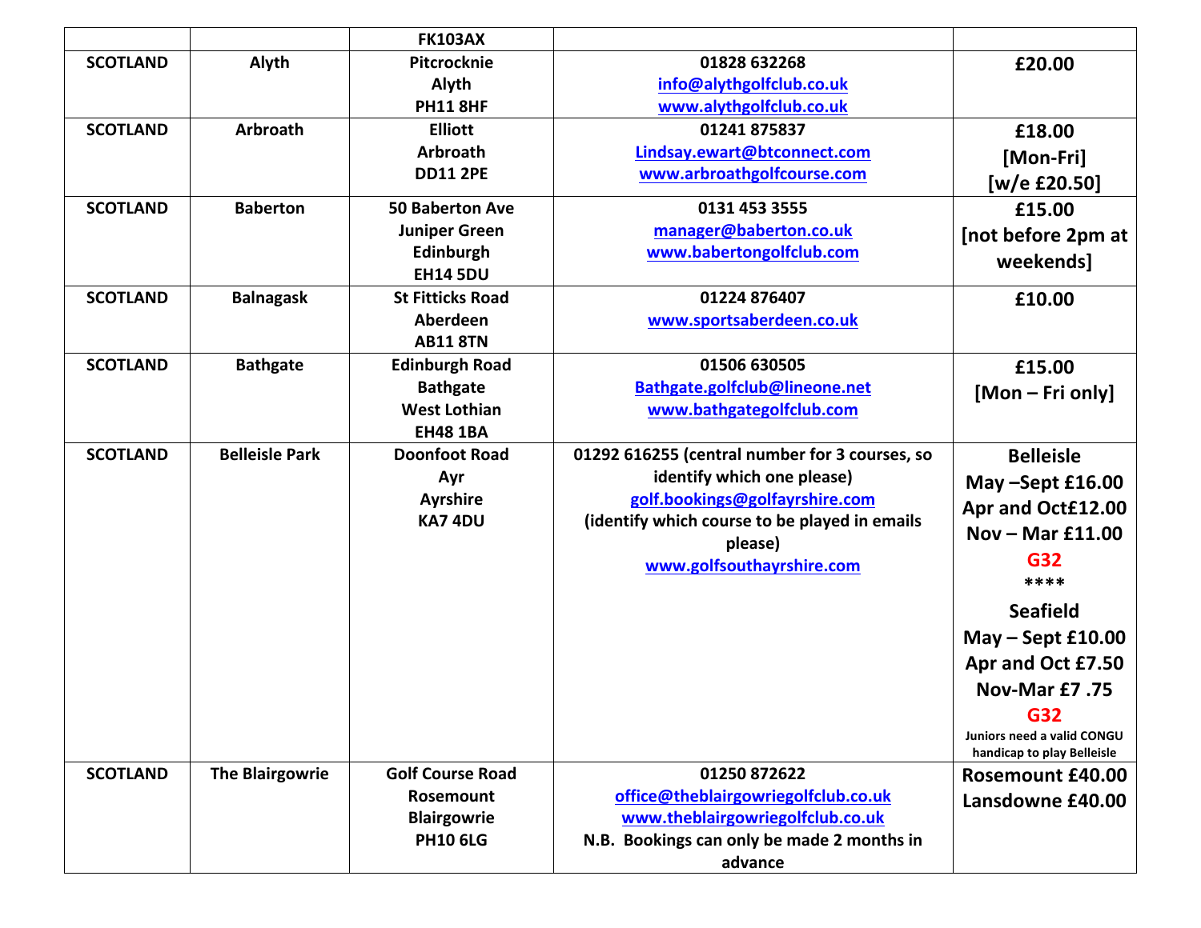| | | FK103AX | | |
|---|---|---|---|---|
| **SCOTLAND** | **Alyth** | **Pitcrocknie**<br>**Alyth**<br>**PH11 8HF** | **01828 632268**<br>**info@alythgolfclub.co.uk**<br>**www.alythgolfclub.co.uk** | **£20.00** |
| **SCOTLAND** | **Arbroath** | **Elliott**<br>**Arbroath**<br>**DD11 2PE** | **01241 875837**<br>**Lindsay.ewart@btconnect.com**<br>**www.arbroathgolfcourse.com** | **£18.00**<br>**[Mon-Fri]**<br>**[w/e £20.50]** |
| **SCOTLAND** | **Baberton** | **50 Baberton Ave**<br>**Juniper Green**<br>**Edinburgh**<br>**EH14 5DU** | **0131 453 3555**<br>**manager@baberton.co.uk**<br>**www.babertongolfclub.com** | **£15.00**<br>**[not before 2pm at weekends]** |
| **SCOTLAND** | **Balnagask** | **St Fitticks Road**<br>**Aberdeen**<br>**AB11 8TN** | **01224 876407**<br>**www.sportsaberdeen.co.uk** | **£10.00** |
| **SCOTLAND** | **Bathgate** | **Edinburgh Road**<br>**Bathgate**<br>**West Lothian**<br>**EH48 1BA** | **01506 630505**<br>**Bathgate.golfclub@lineone.net**<br>**www.bathgategolfclub.com** | **£15.00**<br>**[Mon – Fri only]** |
| **SCOTLAND** | **Belleisle Park** | **Doonfoot Road**<br>**Ayr**<br>**Ayrshire**<br>**KA7 4DU** | **01292 616255 (central number for 3 courses, so identify which one please)**<br>**golf.bookings@golfayrshire.com**<br>**(identify which course to be played in emails please)**<br>**www.golfsouthayrshire.com** | **Belleisle**<br>**May –Sept £16.00**<br>**Apr and Oct£12.00**<br>**Nov – Mar £11.00**<br>**G32**<br>**\*\*\*\***<br>**Seafield**<br>**May – Sept £10.00**<br>**Apr and Oct £7.50**<br>**Nov-Mar £7 .75**<br>**G32**<br>**Juniors need a valid CONGU handicap to play Belleisle** |
| **SCOTLAND** | **The Blairgowrie** | **Golf Course Road**<br>**Rosemount**<br>**Blairgowrie**<br>**PH10 6LG** | **01250 872622**<br>**office@theblairgowriegolfclub.co.uk**<br>**www.theblairgowriegolfclub.co.uk**<br>**N.B. Bookings can only be made 2 months in advance** | **Rosemount £40.00**<br>**Lansdowne £40.00** |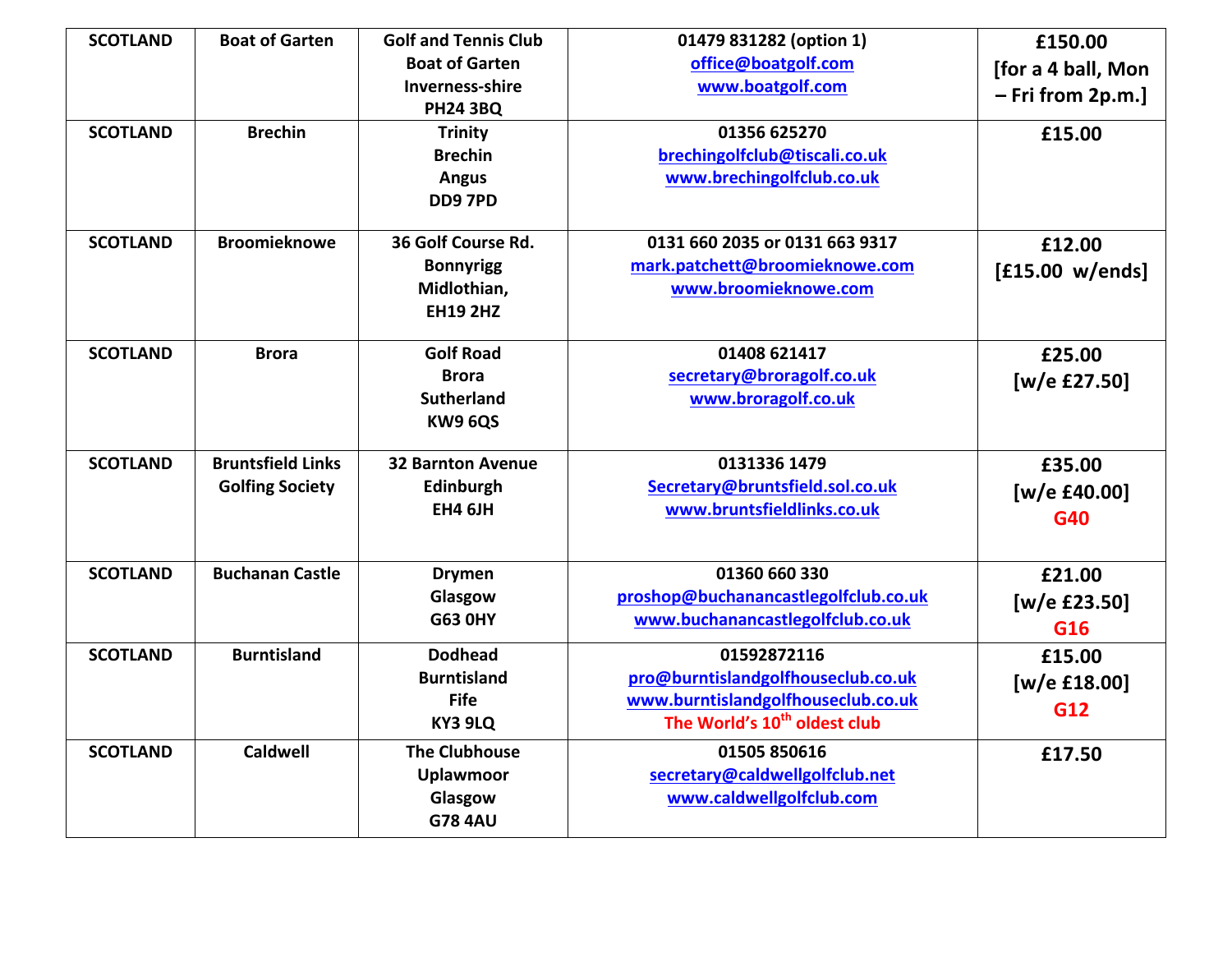| SCOTLAND | Boat of Garten | Golf and Tennis Club<br>Boat of Garten<br>Inverness-shire<br>PH24 3BQ | 01479 831282 (option 1)<br>office@boatgolf.com<br>www.boatgolf.com | £150.00<br>[for a 4 ball, Mon – Fri from 2p.m.] |
|---|---|---|---|---|
| SCOTLAND | Brechin | Trinity<br>Brechin<br>Angus<br>DD9 7PD | 01356 625270<br>brechingolfclub@tiscali.co.uk<br>www.brechingolfclub.co.uk | £15.00 |
| SCOTLAND | Broomieknowe | 36 Golf Course Rd.<br>Bonnyrigg<br>Midlothian,<br>EH19 2HZ | 0131 660 2035 or 0131 663 9317<br>mark.patchett@broomieknowe.com<br>www.broomieknowe.com | £12.00<br>[£15.00 w/ends] |
| SCOTLAND | Brora | Golf Road<br>Brora<br>Sutherland<br>KW9 6QS | 01408 621417<br>secretary@broragolf.co.uk<br>www.broragolf.co.uk | £25.00<br>[w/e £27.50] |
| SCOTLAND | Bruntsfield Links Golfing Society | 32 Barnton Avenue<br>Edinburgh<br>EH4 6JH | 0131336 1479<br>Secretary@bruntsfield.sol.co.uk<br>www.bruntsfieldlinks.co.uk | £35.00<br>[w/e £40.00]<br>G40 |
| SCOTLAND | Buchanan Castle | Drymen<br>Glasgow<br>G63 0HY | 01360 660 330<br>proshop@buchanancastlegolfclub.co.uk<br>www.buchanancastlegolfclub.co.uk | £21.00<br>[w/e £23.50]<br>G16 |
| SCOTLAND | Burntisland | Dodhead<br>Burntisland<br>Fife<br>KY3 9LQ | 01592872116<br>pro@burntislandgolfhouseclub.co.uk<br>www.burntislandgolfhouseclub.co.uk<br>The World's 10th oldest club | £15.00<br>[w/e £18.00]<br>G12 |
| SCOTLAND | Caldwell | The Clubhouse<br>Uplawmoor<br>Glasgow<br>G78 4AU | 01505 850616<br>secretary@caldwellgolfclub.net<br>www.caldwellgolfclub.com | £17.50 |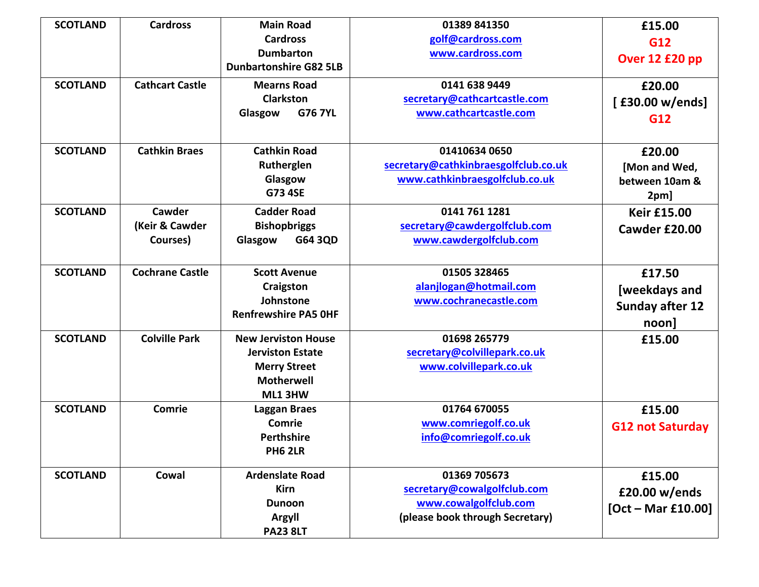| SCOTLAND | Cardross | Main Road<br>Cardross<br>Dumbarton<br>Dunbartonshire G82 5LB | 01389 841350<br>golf@cardross.com<br>www.cardross.com | £15.00<br>G12<br>Over 12 £20 pp |
|---|---|---|---|---|
| SCOTLAND | Cathcart Castle | Mearns Road<br>Clarkston<br>Glasgow G76 7YL | 0141 638 9449<br>secretary@cathcartcastle.com<br>www.cathcartcastle.com | £20.00<br>[ £30.00 w/ends]<br>G12 |
| SCOTLAND | Cathkin Braes | Cathkin Road<br>Rutherglen<br>Glasgow<br>G73 4SE | 01410634 0650<br>secretary@cathkinbraesgolfclub.co.uk<br>www.cathkinbraesgolfclub.co.uk | £20.00<br>[Mon and Wed, between 10am & 2pm] |
| SCOTLAND | Cawder<br>(Keir & Cawder Courses) | Cadder Road<br>Bishopbriggs<br>Glasgow G64 3QD | 0141 761 1281<br>secretary@cawdergolfclub.com<br>www.cawdergolfclub.com | Keir £15.00<br>Cawder £20.00 |
| SCOTLAND | Cochrane Castle | Scott Avenue<br>Craigston<br>Johnstone<br>Renfrewshire PA5 0HF | 01505 328465<br>alanjlogan@hotmail.com<br>www.cochranecastle.com | £17.50<br>[weekdays and Sunday after 12 noon] |
| SCOTLAND | Colville Park | New Jerviston House<br>Jerviston Estate<br>Merry Street<br>Motherwell<br>ML1 3HW | 01698 265779<br>secretary@colvillepark.co.uk<br>www.colvillepark.co.uk | £15.00 |
| SCOTLAND | Comrie | Laggan Braes<br>Comrie<br>Perthshire<br>PH6 2LR | 01764 670055<br>www.comriegolf.co.uk<br>info@comriegolf.co.uk | £15.00<br>G12 not Saturday |
| SCOTLAND | Cowal | Ardenslate Road<br>Kirn<br>Dunoon<br>Argyll<br>PA23 8LT | 01369 705673<br>secretary@cowalgolfclub.com<br>www.cowalgolfclub.com<br>(please book through Secretary) | £15.00<br>£20.00 w/ends<br>[Oct – Mar £10.00] |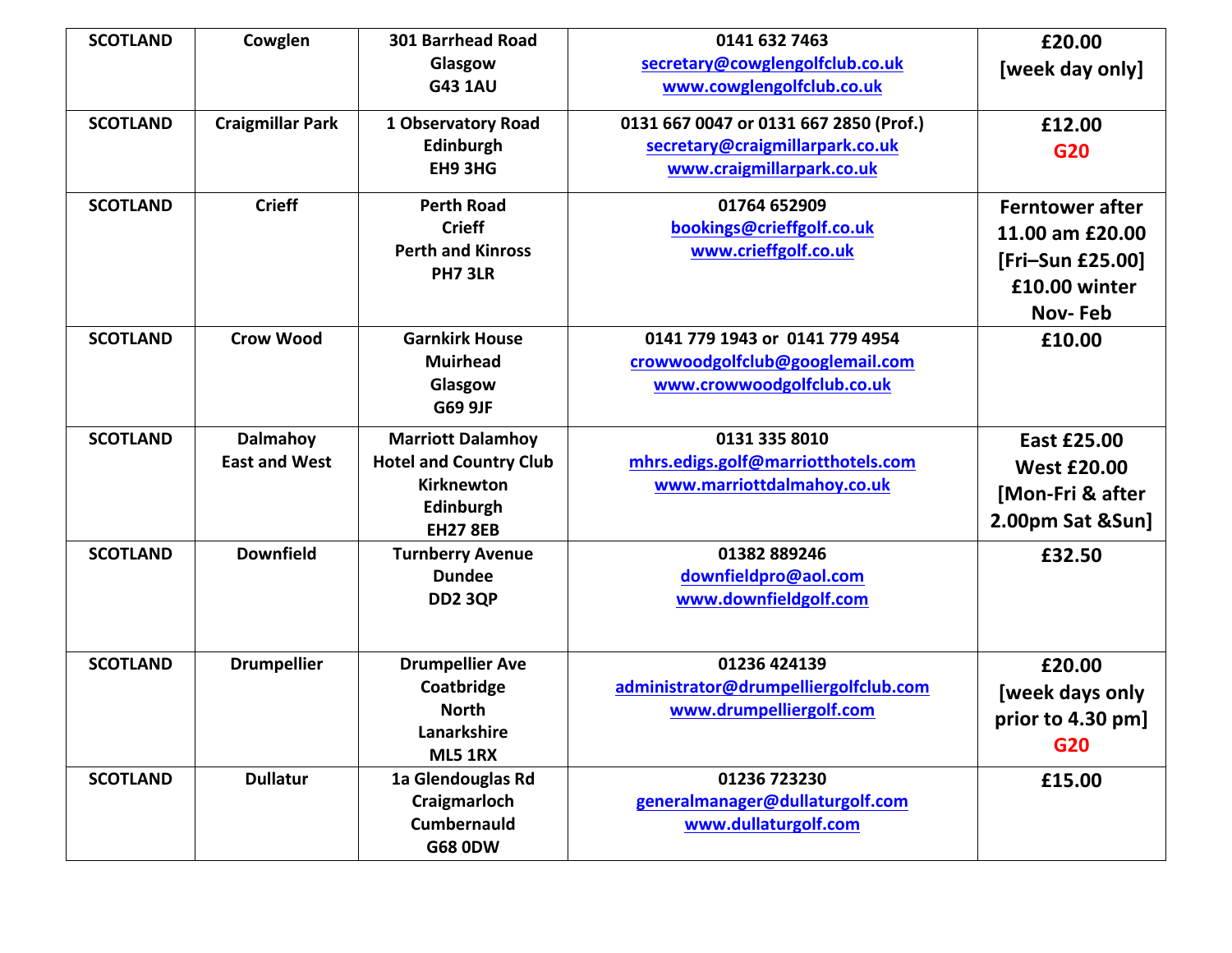| SCOTLAND | Cowglen | 301 Barrhead Road<br>Glasgow<br>G43 1AU | 0141 632 7463<br>secretary@cowglengolfclub.co.uk<br>www.cowglengolfclub.co.uk | £20.00<br>[week day only] |
|---|---|---|---|---|
| SCOTLAND | Craigmillar Park | 1 Observatory Road<br>Edinburgh<br>EH9 3HG | 0131 667 0047 or 0131 667 2850 (Prof.)<br>secretary@craigmillarpark.co.uk<br>www.craigmillarpark.co.uk | £12.00<br>G20 |
| SCOTLAND | Crieff | Perth Road<br>Crieff<br>Perth and Kinross<br>PH7 3LR | 01764 652909<br>bookings@crieffgolf.co.uk<br>www.crieffgolf.co.uk | Ferntower after 11.00 am £20.00 [Fri–Sun £25.00] £10.00 winter Nov- Feb |
| SCOTLAND | Crow Wood | Garnkirk House<br>Muirhead<br>Glasgow<br>G69 9JF | 0141 779 1943 or 0141 779 4954<br>crowwoodgolfclub@googlemail.com<br>www.crowwoodgolfclub.co.uk | £10.00 |
| SCOTLAND | Dalmahoy<br>East and West | Marriott Dalamhoy<br>Hotel and Country Club<br>Kirknewton<br>Edinburgh<br>EH27 8EB | 0131 335 8010<br>mhrs.edigs.golf@marriotthotels.com<br>www.marriottdalmahoy.co.uk | East £25.00<br>West £20.00<br>[Mon-Fri & after 2.00pm Sat &Sun] |
| SCOTLAND | Downfield | Turnberry Avenue<br>Dundee<br>DD2 3QP | 01382 889246<br>downfieldpro@aol.com<br>www.downfieldgolf.com | £32.50 |
| SCOTLAND | Drumpellier | Drumpellier Ave<br>Coatbridge<br>North<br>Lanarkshire<br>ML5 1RX | 01236 424139<br>administrator@drumpelliergolfclub.com<br>www.drumpelliergolf.com | £20.00<br>[week days only prior to 4.30 pm]<br>G20 |
| SCOTLAND | Dullatur | 1a Glendouglas Rd<br>Craigmarloch<br>Cumbernauld<br>G68 0DW | 01236 723230<br>generalmanager@dullaturgolf.com<br>www.dullaturgolf.com | £15.00 |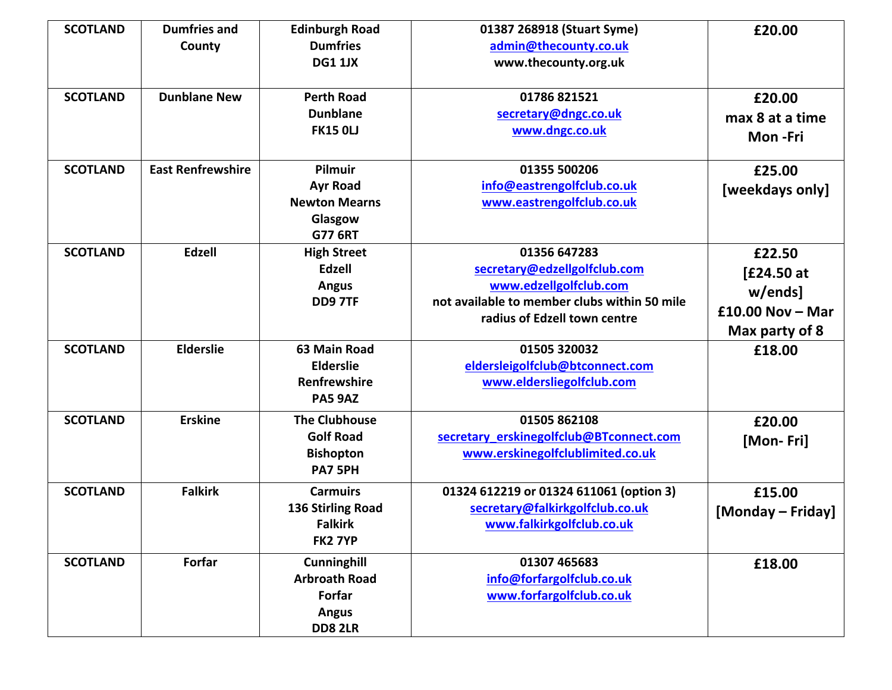| SCOTLAND | Dumfries and County | Edinburgh Road<br>Dumfries<br>DG1 1JX | 01387 268918 (Stuart Syme)<br>admin@thecounty.co.uk<br>www.thecounty.org.uk | £20.00 |
|---|---|---|---|---|
| SCOTLAND | Dunblane New | Perth Road<br>Dunblane<br>FK15 0LJ | 01786 821521<br>secretary@dngc.co.uk<br>www.dngc.co.uk | £20.00<br>max 8 at a time<br>Mon -Fri |
| SCOTLAND | East Renfrewshire | Pilmuir<br>Ayr Road<br>Newton Mearns<br>Glasgow<br>G77 6RT | 01355 500206<br>info@eastrengolfclub.co.uk<br>www.eastrengolfclub.co.uk | £25.00<br>[weekdays only] |
| SCOTLAND | Edzell | High Street<br>Edzell<br>Angus<br>DD9 7TF | 01356 647283<br>secretary@edzellgolfclub.com<br>www.edzellgolfclub.com<br>not available to member clubs within 50 mile radius of Edzell town centre | £22.50<br>[£24.50 at w/ends]<br>£10.00 Nov – Mar<br>Max party of 8 |
| SCOTLAND | Elderslie | 63 Main Road<br>Elderslie<br>Renfrewshire<br>PA5 9AZ | 01505 320032<br>eldersleigolfclub@btconnect.com<br>www.eldersliegolfclub.com | £18.00 |
| SCOTLAND | Erskine | The Clubhouse<br>Golf Road<br>Bishopton<br>PA7 5PH | 01505 862108<br>secretary_erskinegolfclub@BTconnect.com<br>www.erskinegolfclublimited.co.uk | £20.00<br>[Mon- Fri] |
| SCOTLAND | Falkirk | Carmuirs<br>136 Stirling Road<br>Falkirk<br>FK2 7YP | 01324 612219 or 01324 611061 (option 3)<br>secretary@falkirkgolfclub.co.uk<br>www.falkirkgolfclub.co.uk | £15.00<br>[Monday – Friday] |
| SCOTLAND | Forfar | Cunninghill<br>Arbroath Road<br>Forfar<br>Angus<br>DD8 2LR | 01307 465683<br>info@forfargolfclub.co.uk<br>www.forfargolfclub.co.uk | £18.00 |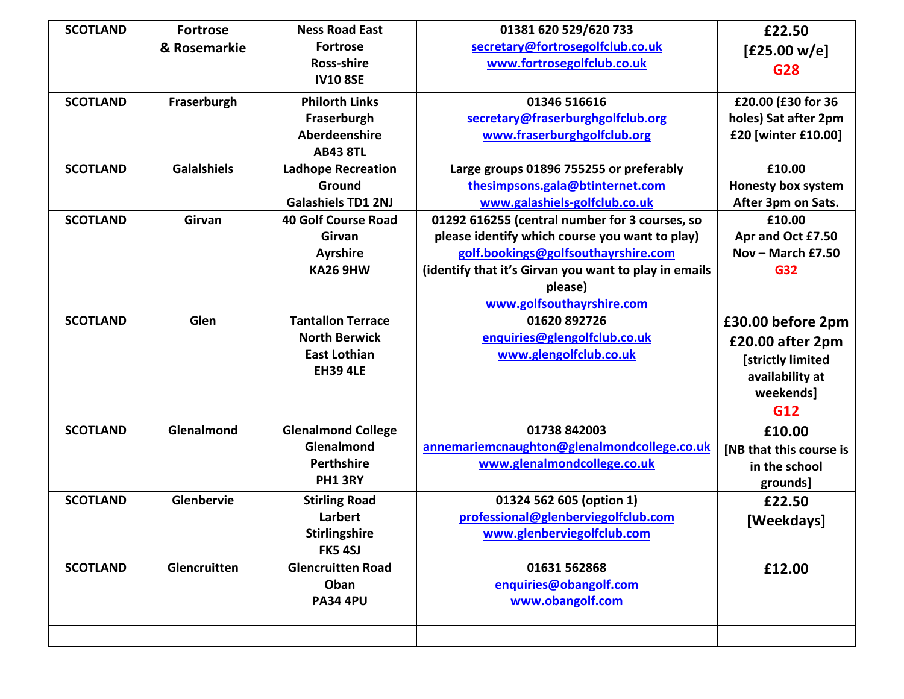| SCOTLAND | Fortrose & Rosemarkie | Ness Road East Fortrose Ross-shire IV10 8SE | 01381 620 529/620 733 secretary@fortrosegolfclub.co.uk www.fortrosegolfclub.co.uk | £22.50 [£25.00 w/e] G28 |
|---|---|---|---|---|
| SCOTLAND | Fraserburgh | Philorth Links Fraserburgh Aberdeenshire AB43 8TL | 01346 516616 secretary@fraserburghgolfclub.org www.fraserburghgolfclub.org | £20.00 (£30 for 36 holes) Sat after 2pm £20 [winter £10.00] |
| SCOTLAND | Galalshiels | Ladhope Recreation Ground Galashiels TD1 2NJ | Large groups 01896 755255 or preferably thesimpsons.gala@btinternet.com www.galashiels-golfclub.co.uk | £10.00 Honesty box system After 3pm on Sats. |
| SCOTLAND | Girvan | 40 Golf Course Road Girvan Ayrshire KA26 9HW | 01292 616255 (central number for 3 courses, so please identify which course you want to play) golf.bookings@golfsouthayrshire.com (identify that it's Girvan you want to play in emails please) www.golfsouthayrshire.com | £10.00 Apr and Oct £7.50 Nov – March £7.50 G32 |
| SCOTLAND | Glen | Tantallon Terrace North Berwick East Lothian EH39 4LE | 01620 892726 enquiries@glengolfclub.co.uk www.glengolfclub.co.uk | £30.00 before 2pm £20.00 after 2pm [strictly limited availability at weekends] G12 |
| SCOTLAND | Glenalmond | Glenalmond College Glenalmond Perthshire PH1 3RY | 01738 842003 annemariemcnaughton@glenalmondcollege.co.uk www.glenalmondcollege.co.uk | £10.00 [NB that this course is in the school grounds] |
| SCOTLAND | Glenbervie | Stirling Road Larbert Stirlingshire FK5 4SJ | 01324 562 605 (option 1) professional@glenberviegolfclub.com www.glenberviegolfclub.com | £22.50 [Weekdays] |
| SCOTLAND | Glencruitten | Glencruitten Road Oban PA34 4PU | 01631 562868 enquiries@obangolf.com www.obangolf.com | £12.00 |
| | | | | |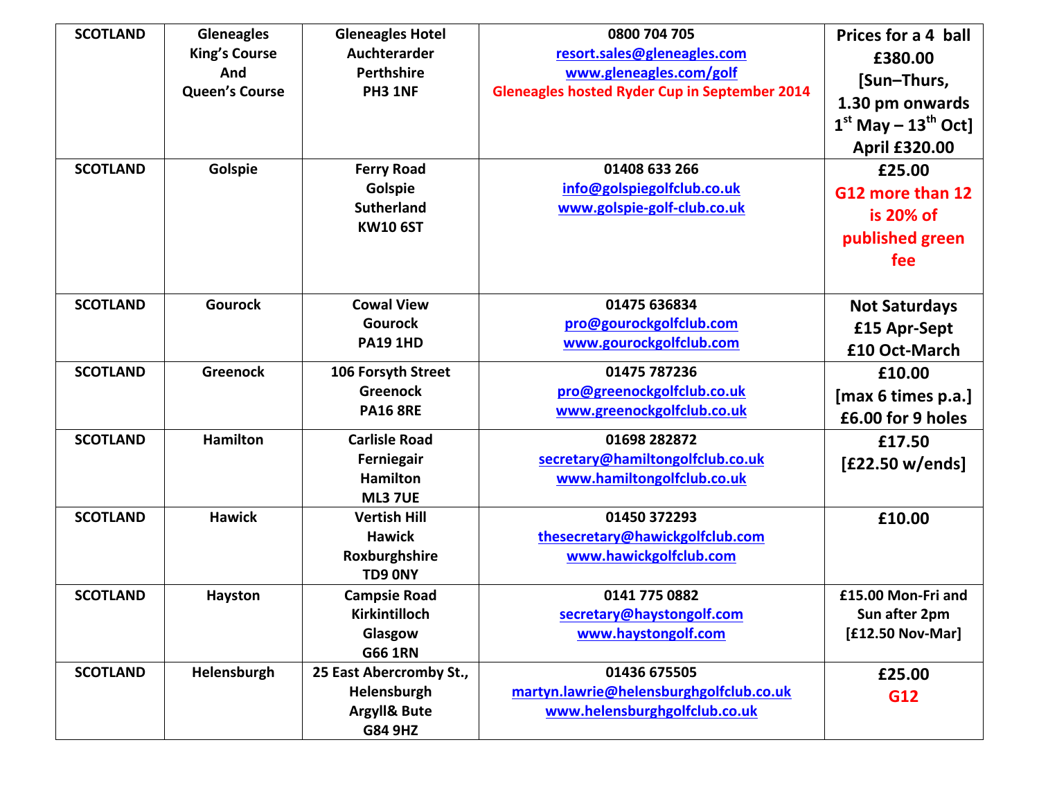| SCOTLAND | Gleneagles King's Course And Queen's Course | Gleneagles Hotel Auchterarder Perthshire PH3 1NF | 0800 704 705 resort.sales@gleneagles.com www.gleneagles.com/golf Gleneagles hosted Ryder Cup in September 2014 | Prices for a 4 ball £380.00 [Sun–Thurs, 1.30 pm onwards 1st May – 13th Oct] April £320.00 |
|---|---|---|---|---|
| SCOTLAND | Golspie | Ferry Road Golspie Sutherland KW10 6ST | 01408 633 266 info@golspiegolfclub.co.uk www.golspie-golf-club.co.uk | £25.00 G12 more than 12 is 20% of published green fee |
| SCOTLAND | Gourock | Cowal View Gourock PA19 1HD | 01475 636834 pro@gourockgolfclub.com www.gourockgolfclub.com | Not Saturdays £15 Apr-Sept £10 Oct-March |
| SCOTLAND | Greenock | 106 Forsyth Street Greenock PA16 8RE | 01475 787236 pro@greenockgolfclub.co.uk www.greenockgolfclub.co.uk | £10.00 [max 6 times p.a.] £6.00 for 9 holes |
| SCOTLAND | Hamilton | Carlisle Road Ferniegair Hamilton ML3 7UE | 01698 282872 secretary@hamiltongolfclub.co.uk www.hamiltongolfclub.co.uk | £17.50 [£22.50 w/ends] |
| SCOTLAND | Hawick | Vertish Hill Hawick Roxburghshire TD9 0NY | 01450 372293 thesecretary@hawickgolfclub.com www.hawickgolfclub.com | £10.00 |
| SCOTLAND | Hayston | Campsie Road Kirkintilloch Glasgow G66 1RN | 0141 775 0882 secretary@haystongolf.com www.haystongolf.com | £15.00 Mon-Fri and Sun after 2pm [£12.50 Nov-Mar] |
| SCOTLAND | Helensburgh | 25 East Abercromby St., Helensburgh Argyll& Bute G84 9HZ | 01436 675505 martyn.lawrie@helensburghgolfclub.co.uk www.helensburghgolfclub.co.uk | £25.00 G12 |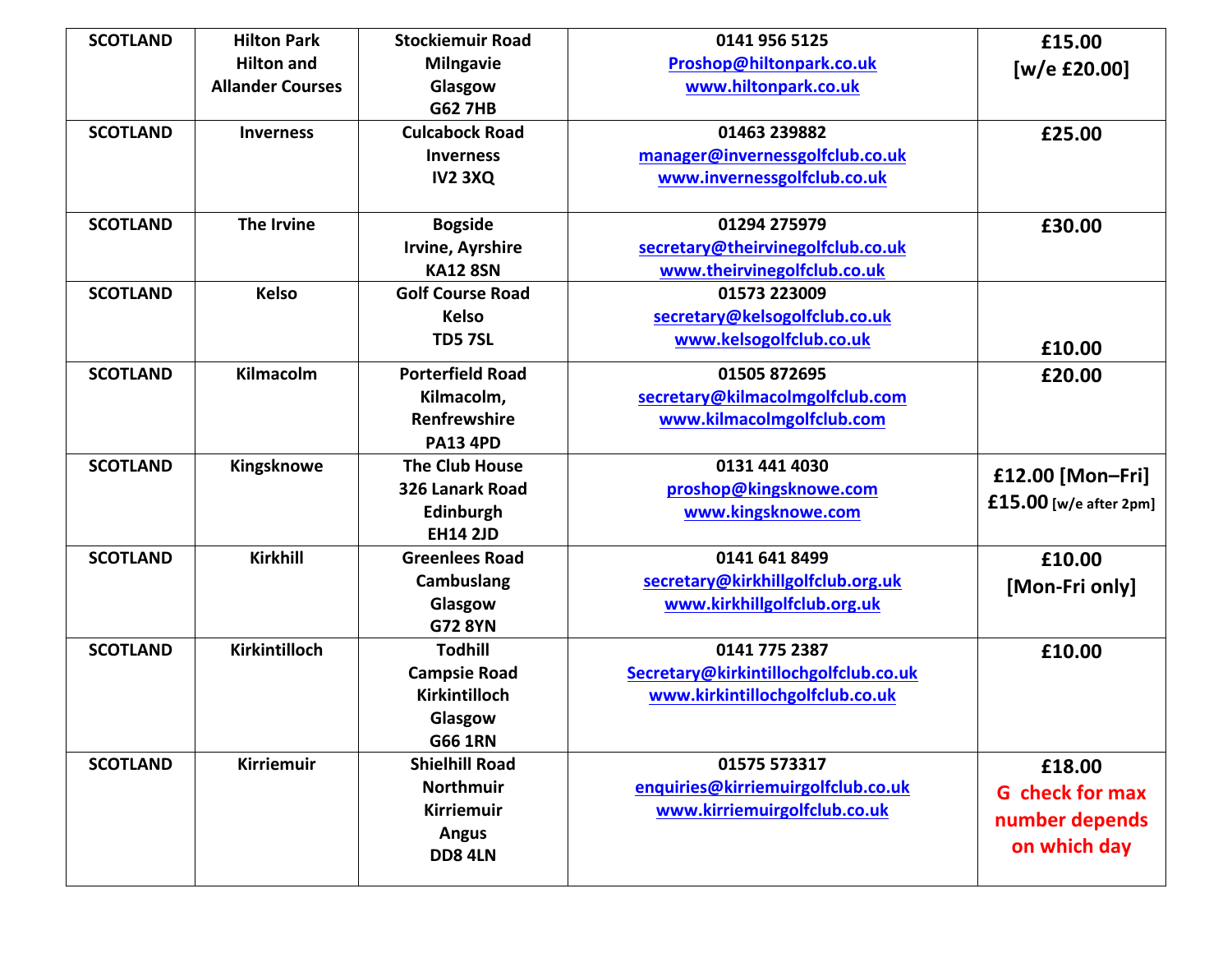| SCOTLAND | Hilton Park<br>Hilton and<br>Allander Courses | Stockiemuir Road<br>Milngavie<br>Glasgow<br>G62 7HB | 0141 956 5125<br>Proshop@hiltonpark.co.uk<br>www.hiltonpark.co.uk | £15.00<br>[w/e £20.00] |
|---|---|---|---|---|
| SCOTLAND | Inverness | Culcabock Road<br>Inverness<br>IV2 3XQ | 01463 239882<br>manager@invernessgolfclub.co.uk<br>www.invernessgolfclub.co.uk | £25.00 |
| SCOTLAND | The Irvine | Bogside<br>Irvine, Ayrshire<br>KA12 8SN | 01294 275979<br>secretary@theirvinegolfclub.co.uk<br>www.theirvinegolfclub.co.uk | £30.00 |
| SCOTLAND | Kelso | Golf Course Road<br>Kelso<br>TD5 7SL | 01573 223009<br>secretary@kelsogolfclub.co.uk<br>www.kelsogolfclub.co.uk | £10.00 |
| SCOTLAND | Kilmacolm | Porterfield Road<br>Kilmacolm,<br>Renfrewshire<br>PA13 4PD | 01505 872695<br>secretary@kilmacolmgolfclub.com<br>www.kilmacolmgolfclub.com | £20.00 |
| SCOTLAND | Kingsknowe | The Club House<br>326 Lanark Road<br>Edinburgh<br>EH14 2JD | 0131 441 4030<br>proshop@kingsknowe.com<br>www.kingsknowe.com | £12.00 [Mon–Fri]<br>£15.00 [w/e after 2pm] |
| SCOTLAND | Kirkhill | Greenlees Road<br>Cambuslang<br>Glasgow<br>G72 8YN | 0141 641 8499<br>secretary@kirkhillgolfclub.org.uk<br>www.kirkhillgolfclub.org.uk | £10.00<br>[Mon-Fri only] |
| SCOTLAND | Kirkintilloch | Todhill<br>Campsie Road<br>Kirkintilloch<br>Glasgow<br>G66 1RN | 0141 775 2387<br>Secretary@kirkintillochgolfclub.co.uk<br>www.kirkintillochgolfclub.co.uk | £10.00 |
| SCOTLAND | Kirriemuir | Shielhill Road<br>Northmuir<br>Kirriemuir<br>Angus<br>DD8 4LN | 01575 573317<br>enquiries@kirriemuirgolfclub.co.uk<br>www.kirriemuirgolfclub.co.uk | £18.00<br>G check for max number depends on which day |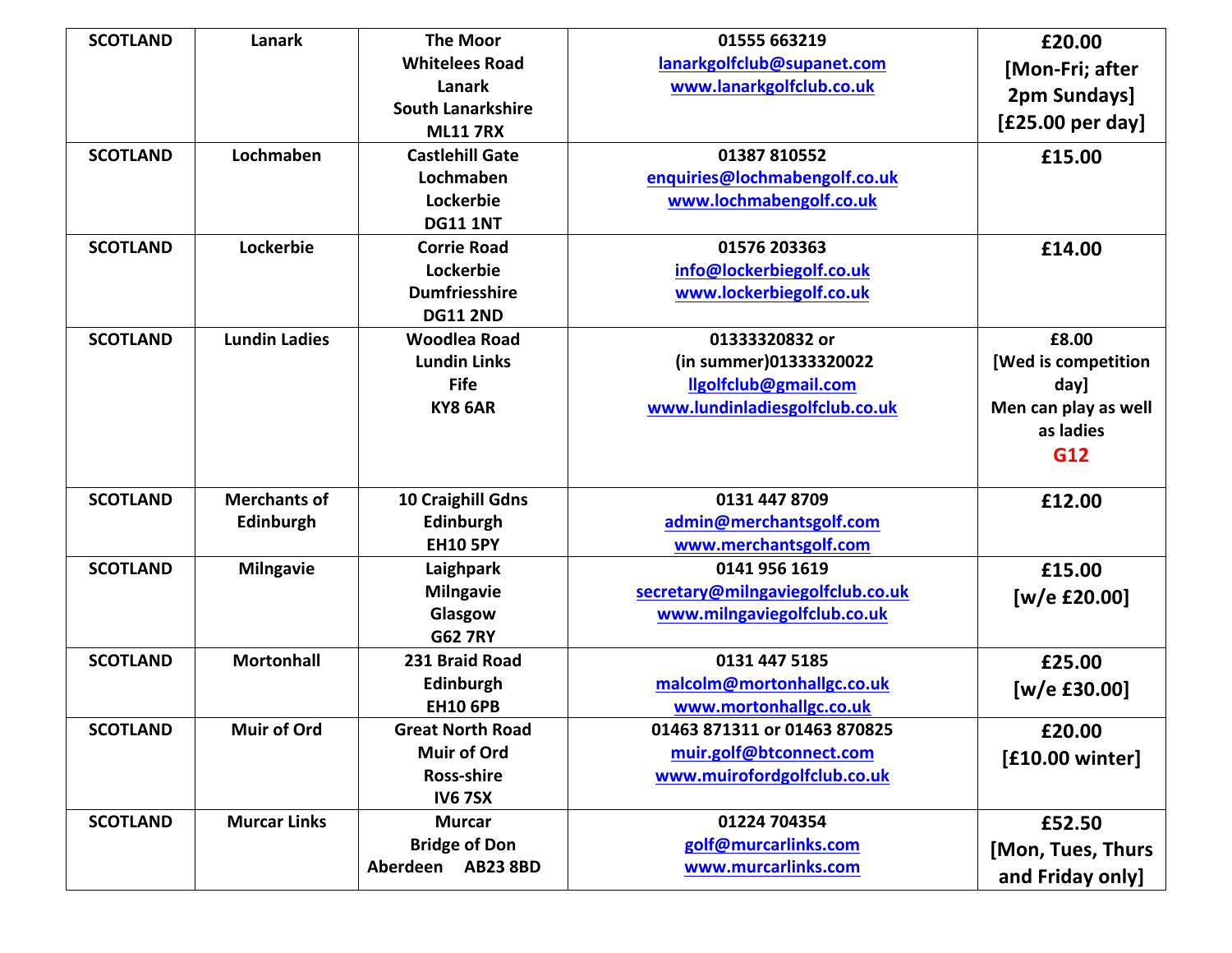| SCOTLAND | Lanark | The Moor<br>Whitelees Road<br>Lanark<br>South Lanarkshire<br>ML11 7RX | 01555 663219<br>lanarkgolfclub@supanet.com<br>www.lanarkgolfclub.co.uk | £20.00<br>[Mon-Fri; after 2pm Sundays]<br>[£25.00 per day] |
|---|---|---|---|---|
| SCOTLAND | Lochmaben | Castlehill Gate<br>Lochmaben<br>Lockerbie<br>DG11 1NT | 01387 810552<br>enquiries@lochmabengolf.co.uk<br>www.lochmabengolf.co.uk | £15.00 |
| SCOTLAND | Lockerbie | Corrie Road<br>Lockerbie<br>Dumfriesshire<br>DG11 2ND | 01576 203363<br>info@lockerbiegolf.co.uk<br>www.lockerbiegolf.co.uk | £14.00 |
| SCOTLAND | Lundin Ladies | Woodlea Road<br>Lundin Links<br>Fife<br>KY8 6AR | 01333320832 or<br>(in summer)01333320022<br>llgolfclub@gmail.com<br>www.lundinladiesgolfclub.co.uk | £8.00<br>[Wed is competition day]<br>Men can play as well as ladies<br>G12 |
| SCOTLAND | Merchants of Edinburgh | 10 Craighill Gdns<br>Edinburgh<br>EH10 5PY | 0131 447 8709<br>admin@merchantsgolf.com<br>www.merchantsgolf.com | £12.00 |
| SCOTLAND | Milngavie | Laighpark<br>Milngavie<br>Glasgow<br>G62 7RY | 0141 956 1619<br>secretary@milngaviegolfclub.co.uk<br>www.milngaviegolfclub.co.uk | £15.00<br>[w/e £20.00] |
| SCOTLAND | Mortonhall | 231 Braid Road<br>Edinburgh<br>EH10 6PB | 0131 447 5185<br>malcolm@mortonhallgc.co.uk<br>www.mortonhallgc.co.uk | £25.00<br>[w/e £30.00] |
| SCOTLAND | Muir of Ord | Great North Road<br>Muir of Ord<br>Ross-shire<br>IV6 7SX | 01463 871311 or 01463 870825<br>muir.golf@btconnect.com<br>www.muirofordgolfclub.co.uk | £20.00<br>[£10.00 winter] |
| SCOTLAND | Murcar Links | Murcar<br>Bridge of Don<br>Aberdeen AB23 8BD | 01224 704354<br>golf@murcarlinks.com<br>www.murcarlinks.com | £52.50<br>[Mon, Tues, Thurs and Friday only] |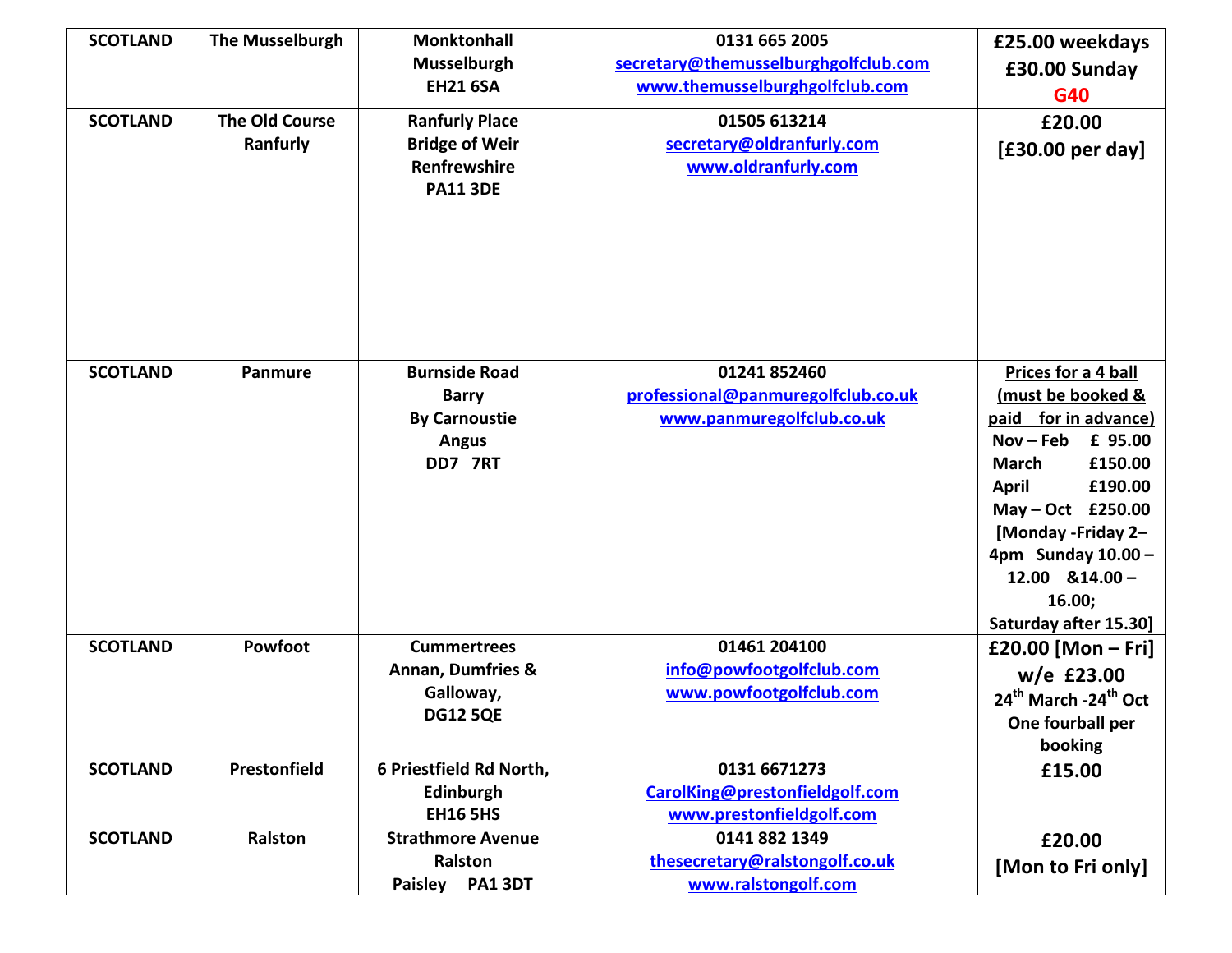| | | | | |
|---|---|---|---|---|
| **SCOTLAND** | **The Musselburgh** | **Monktonhall Musselburgh EH21 6SA** | **0131 665 2005** secretary@themusselburghgolfclub.com www.themusselburghgolfclub.com | **£25.00 weekdays £30.00 Sunday G40** |
| **SCOTLAND** | **The Old Course Ranfurly** | **Ranfurly Place Bridge of Weir Renfrewshire PA11 3DE** | **01505 613214** secretary@oldranfurly.com www.oldranfurly.com | **£20.00 [£30.00 per day]** |
| **SCOTLAND** | **Panmure** | **Burnside Road Barry By Carnoustie Angus DD7 7RT** | **01241 852460** professional@panmuregolfclub.co.uk www.panmuregolfclub.co.uk | **Prices for a 4 ball (must be booked & paid for in advance)** **Nov – Feb £ 95.00** **March £150.00** **April £190.00** **May – Oct £250.00** **[Monday -Friday 2–4pm Sunday 10.00 – 12.00 &14.00 – 16.00; Saturday after 15.30]** |
| **SCOTLAND** | **Powfoot** | **Cummertrees Annan, Dumfries & Galloway, DG12 5QE** | **01461 204100** info@powfootgolfclub.com www.powfootgolfclub.com | **£20.00 [Mon – Fri] w/e £23.00 24th March -24th Oct One fourball per booking** |
| **SCOTLAND** | **Prestonfield** | **6 Priestfield Rd North, Edinburgh EH16 5HS** | **0131 6671273** CarolKing@prestonfieldgolf.com www.prestonfieldgolf.com | **£15.00** |
| **SCOTLAND** | **Ralston** | **Strathmore Avenue Ralston Paisley PA1 3DT** | **0141 882 1349** thesecretary@ralstongolf.co.uk www.ralstongolf.com | **£20.00 [Mon to Fri only]** |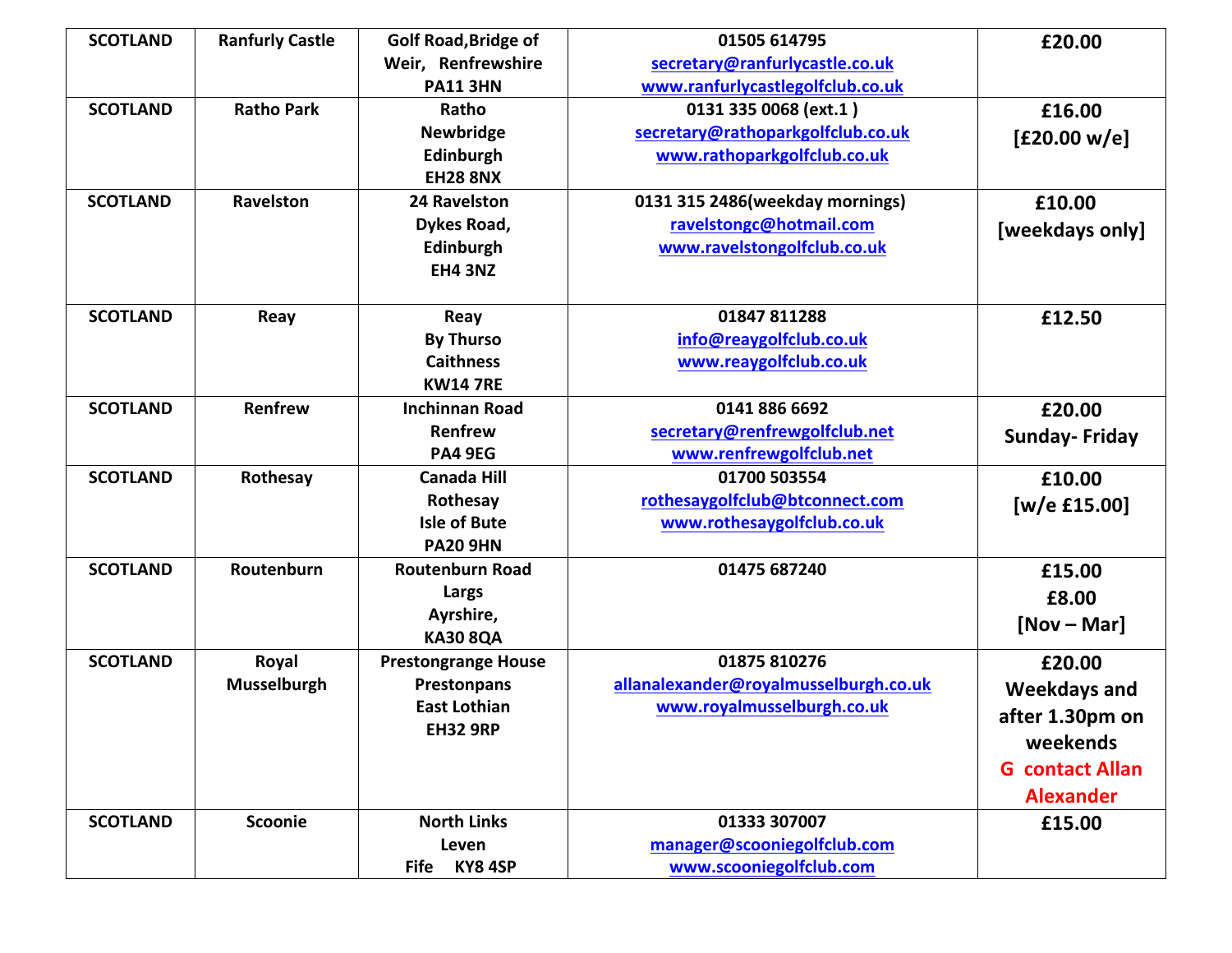| SCOTLAND | Ranfurly Castle | Golf Road,Bridge of Weir, Renfrewshire PA11 3HN | 01505 614795 secretary@ranfurlycastle.co.uk www.ranfurlycastlegolfclub.co.uk | £20.00 |
|---|---|---|---|---|
| SCOTLAND | Ratho Park | Ratho Newbridge Edinburgh EH28 8NX | 0131 335 0068 (ext.1 ) secretary@rathoparkgolfclub.co.uk www.rathoparkclub.co.uk | £16.00 [£20.00 w/e] |
| SCOTLAND | Ravelston | 24 Ravelston Dykes Road, Edinburgh EH4 3NZ | 0131 315 2486(weekday mornings) ravelstongc@hotmail.com www.ravelstongolfclub.co.uk | £10.00 [weekdays only] |
| SCOTLAND | Reay | Reay By Thurso Caithness KW14 7RE | 01847 811288 info@reaygolfclub.co.uk www.reaygolfclub.co.uk | £12.50 |
| SCOTLAND | Renfrew | Inchinnan Road Renfrew PA4 9EG | 0141 886 6692 secretary@renfrewgolfclub.net www.renfrewgolfclub.net | £20.00 Sunday- Friday |
| SCOTLAND | Rothesay | Canada Hill Rothesay Isle of Bute PA20 9HN | 01700 503554 rothesaygolfclub@btconnect.com www.rothesaygolfclub.co.uk | £10.00 [w/e £15.00] |
| SCOTLAND | Routenburn | Routenburn Road Largs Ayrshire, KA30 8QA | 01475 687240 | £15.00 £8.00 [Nov – Mar] |
| SCOTLAND | Royal Musselburgh | Prestongrange House Prestonpans East Lothian EH32 9RP | 01875 810276 allanalexander@royalmusselburgh.co.uk www.royalmusselburgh.co.uk | £20.00 Weekdays and after 1.30pm on weekends G contact Allan Alexander |
| SCOTLAND | Scoonie | North Links Leven Fife KY8 4SP | 01333 307007 manager@scooniegolfclub.com www.scooniegolfclub.com | £15.00 |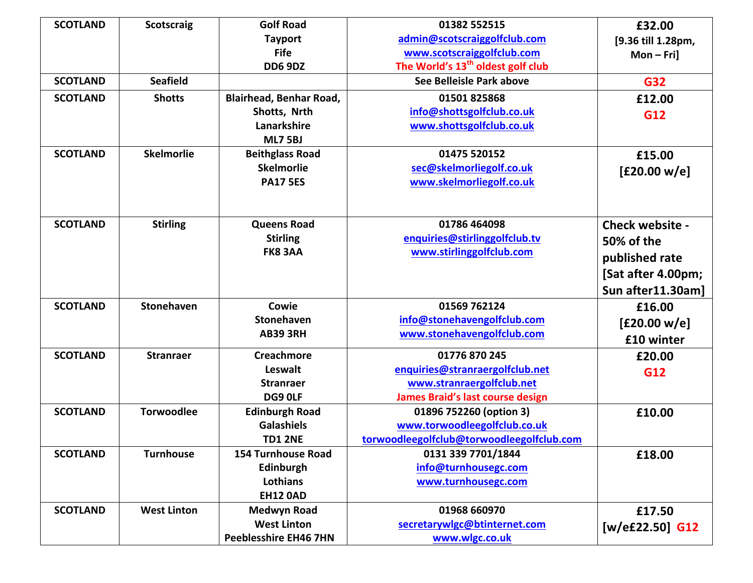| SCOTLAND | Scotscraig | Golf Road<br>Tayport<br>Fife<br>DD6 9DZ | 01382 552515<br>admin@scotscraiggolfclub.com<br>www.scotscraiggolfclub.com<br>The World's 13th oldest golf club | £32.00<br>[9.36 till 1.28pm, Mon – Fri] |
|---|---|---|---|---|
| SCOTLAND | Seafield | | See Belleisle Park above | G32 |
| SCOTLAND | Shotts | Blairhead, Benhar Road,<br>Shotts, Nrth<br>Lanarkshire<br>ML7 5BJ | 01501 825868<br>info@shottsgolfclub.co.uk<br>www.shottsgolfclub.co.uk | £12.00<br>G12 |
| SCOTLAND | Skelmorlie | Beithglass Road<br>Skelmorlie<br>PA17 5ES | 01475 520152<br>sec@skelmorliegolf.co.uk<br>www.skelmorliegolf.co.uk | £15.00<br>[£20.00 w/e] |
| SCOTLAND | Stirling | Queens Road<br>Stirling<br>FK8 3AA | 01786 464098<br>enquiries@stirlinggolfclub.tv<br>www.stirlinggolfclub.com | Check website - 50% of the published rate [Sat after 4.00pm; Sun after11.30am] |
| SCOTLAND | Stonehaven | Cowie<br>Stonehaven<br>AB39 3RH | 01569 762124<br>info@stonehavengolfclub.com<br>www.stonehavengolfclub.com | £16.00<br>[£20.00 w/e]<br>£10 winter |
| SCOTLAND | Stranraer | Creachmore<br>Leswalt<br>Stranraer<br>DG9 0LF | 01776 870 245<br>enquiries@stranraergolfclub.net<br>www.stranraergolfclub.net<br>James Braid's last course design | £20.00<br>G12 |
| SCOTLAND | Torwoodlee | Edinburgh Road<br>Galashiels<br>TD1 2NE | 01896 752260 (option 3)<br>www.torwoodleegolfclub.co.uk<br>torwoodleegolfclub@torwoodleegolfclub.com | £10.00 |
| SCOTLAND | Turnhouse | 154 Turnhouse Road<br>Edinburgh<br>Lothians<br>EH12 0AD | 0131 339 7701/1844<br>info@turnhousegc.com<br>www.turnhousegc.com | £18.00 |
| SCOTLAND | West Linton | Medwyn Road<br>West Linton<br>Peeblesshire EH46 7HN | 01968 660970<br>secretarywlgc@btinternet.com<br>www.wlgc.co.uk | £17.50<br>[w/e£22.50] G12 |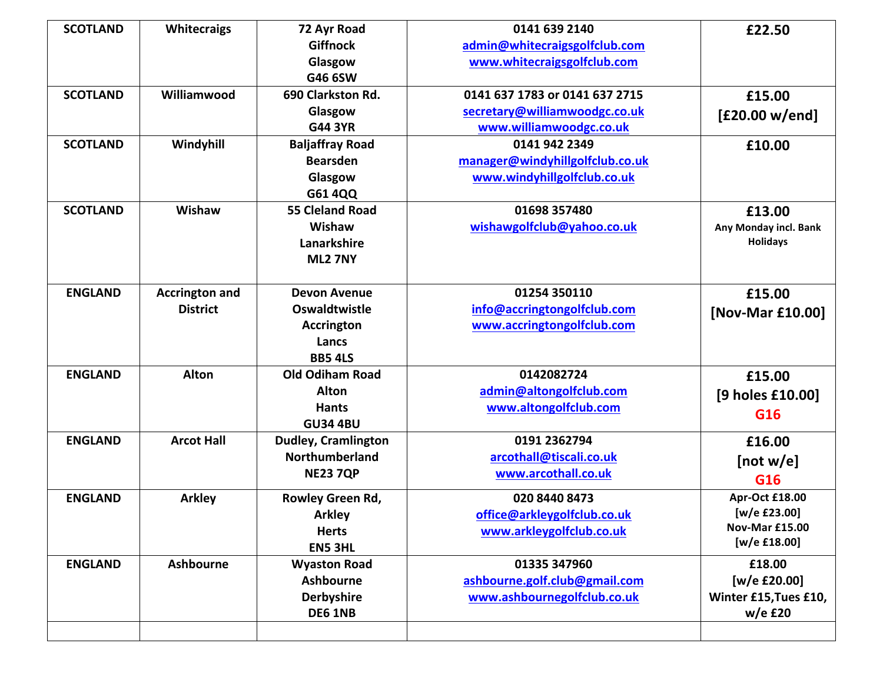| | | | | |
|---|---|---|---|---|
| **SCOTLAND** | **Whitecraigs** | **72 Ayr Road**<br>**Giffnock**<br>**Glasgow**<br>**G46 6SW** | **0141 639 2140**<br>**admin@whitecraigsgolfclub.com**<br>**www.whitecraigsgolfclub.com** | **£22.50** |
| **SCOTLAND** | **Williamwood** | **690 Clarkston Rd.**<br>**Glasgow**<br>**G44 3YR** | **0141 637 1783 or 0141 637 2715**<br>**secretary@williamwoodgc.co.uk**<br>**www.williamwoodgc.co.uk** | **£15.00**<br>**[£20.00 w/end]** |
| **SCOTLAND** | **Windyhill** | **Baljaffray Road**<br>**Bearsden**<br>**Glasgow**<br>**G61 4QQ** | **0141 942 2349**<br>**manager@windyhillgolfclub.co.uk**<br>**www.windyhillgolfclub.co.uk** | **£10.00** |
| **SCOTLAND** | **Wishaw** | **55 Cleland Road**<br>**Wishaw**<br>**Lanarkshire**<br>**ML2 7NY** | **01698 357480**<br>**wishawgolfclub@yahoo.co.uk** | **£13.00**<br>**Any Monday incl. Bank Holidays** |
| **ENGLAND** | **Accrington and District** | **Devon Avenue**<br>**Oswaldtwistle**<br>**Accrington**<br>**Lancs**<br>**BB5 4LS** | **01254 350110**<br>**info@accringtongolfclub.com**<br>**www.accringtongolfclub.com** | **£15.00**<br>**[Nov-Mar £10.00]** |
| **ENGLAND** | **Alton** | **Old Odiham Road**<br>**Alton**<br>**Hants**<br>**GU34 4BU** | **0142082724**<br>**admin@altongolfclub.com**<br>**www.altongolfclub.com** | **£15.00**<br>**[9 holes £10.00]**<br>**G16** |
| **ENGLAND** | **Arcot Hall** | **Dudley, Cramlington**<br>**Northumberland**<br>**NE23 7QP** | **0191 2362794**<br>**arcothall@tiscali.co.uk**<br>**www.arcothall.co.uk** | **£16.00**<br>**[not w/e]**<br>**G16** |
| **ENGLAND** | **Arkley** | **Rowley Green Rd,**<br>**Arkley**<br>**Herts**<br>**EN5 3HL** | **020 8440 8473**<br>**office@arkleygolfclub.co.uk**<br>**www.arkleygolfclub.co.uk** | **Apr-Oct £18.00**<br>**[w/e £23.00]**<br>**Nov-Mar £15.00**<br>**[w/e £18.00]** |
| **ENGLAND** | **Ashbourne** | **Wyaston Road**<br>**Ashbourne**<br>**Derbyshire**<br>**DE6 1NB** | **01335 347960**<br>**ashbourne.golf.club@gmail.com**<br>**www.ashbournegolfclub.co.uk** | **£18.00**<br>**[w/e £20.00]**<br>**Winter £15,Tues £10, w/e £20** |
| | | | | |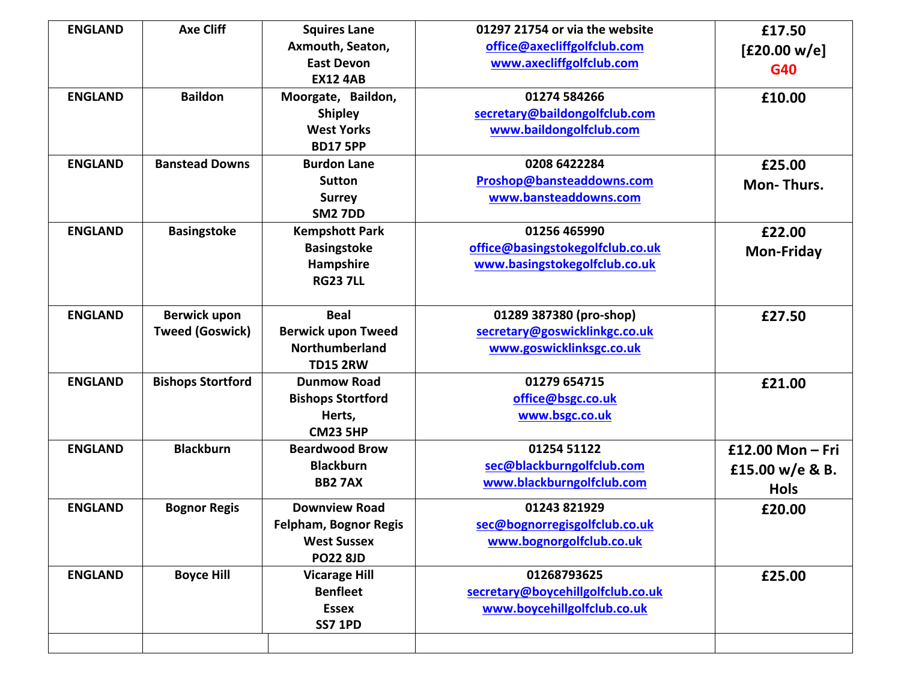| ENGLAND | Axe Cliff | Squires Lane<br>Axmouth, Seaton,<br>East Devon<br>EX12 4AB | 01297 21754 or via the website<br>office@axecliffgolfclub.com<br>www.axecliffgolfclub.com | £17.50<br>[£20.00 w/e]<br>G40 |
|---|---|---|---|---|
| ENGLAND | Baildon | Moorgate, Baildon,<br>Shipley<br>West Yorks<br>BD17 5PP | 01274 584266<br>secretary@baildongolfclub.com<br>www.baildongolfclub.com | £10.00 |
| ENGLAND | Banstead Downs | Burdon Lane<br>Sutton<br>Surrey<br>SM2 7DD | 0208 6422284<br>Proshop@bansteaddowns.com<br>www.bansteaddowns.com | £25.00<br>Mon- Thurs. |
| ENGLAND | Basingstoke | Kempshott Park<br>Basingstoke<br>Hampshire<br>RG23 7LL | 01256 465990<br>office@basingstokegolfclub.co.uk<br>www.basingstokegolfclub.co.uk | £22.00<br>Mon-Friday |
| ENGLAND | Berwick upon Tweed (Goswick) | Beal<br>Berwick upon Tweed<br>Northumberland<br>TD15 2RW | 01289 387380 (pro-shop)<br>secretary@goswicklinkgc.co.uk<br>www.goswicklinksgc.co.uk | £27.50 |
| ENGLAND | Bishops Stortford | Dunmow Road<br>Bishops Stortford<br>Herts,<br>CM23 5HP | 01279 654715<br>office@bsgc.co.uk<br>www.bsgc.co.uk | £21.00 |
| ENGLAND | Blackburn | Beardwood Brow<br>Blackburn<br>BB2 7AX | 01254 51122<br>sec@blackburngolfclub.com<br>www.blackburngolfclub.com | £12.00 Mon – Fri<br>£15.00 w/e & B. Hols |
| ENGLAND | Bognor Regis | Downview Road<br>Felpham, Bognor Regis<br>West Sussex<br>PO22 8JD | 01243 821929<br>sec@bognorregisgolfclub.co.uk<br>www.bognorgolfclub.co.uk | £20.00 |
| ENGLAND | Boyce Hill | Vicarage Hill<br>Benfleet<br>Essex<br>SS7 1PD | 01268793625<br>secretary@boycehillgolfclub.co.uk<br>www.boycehillgolfclub.co.uk | £25.00 |
| | | | | |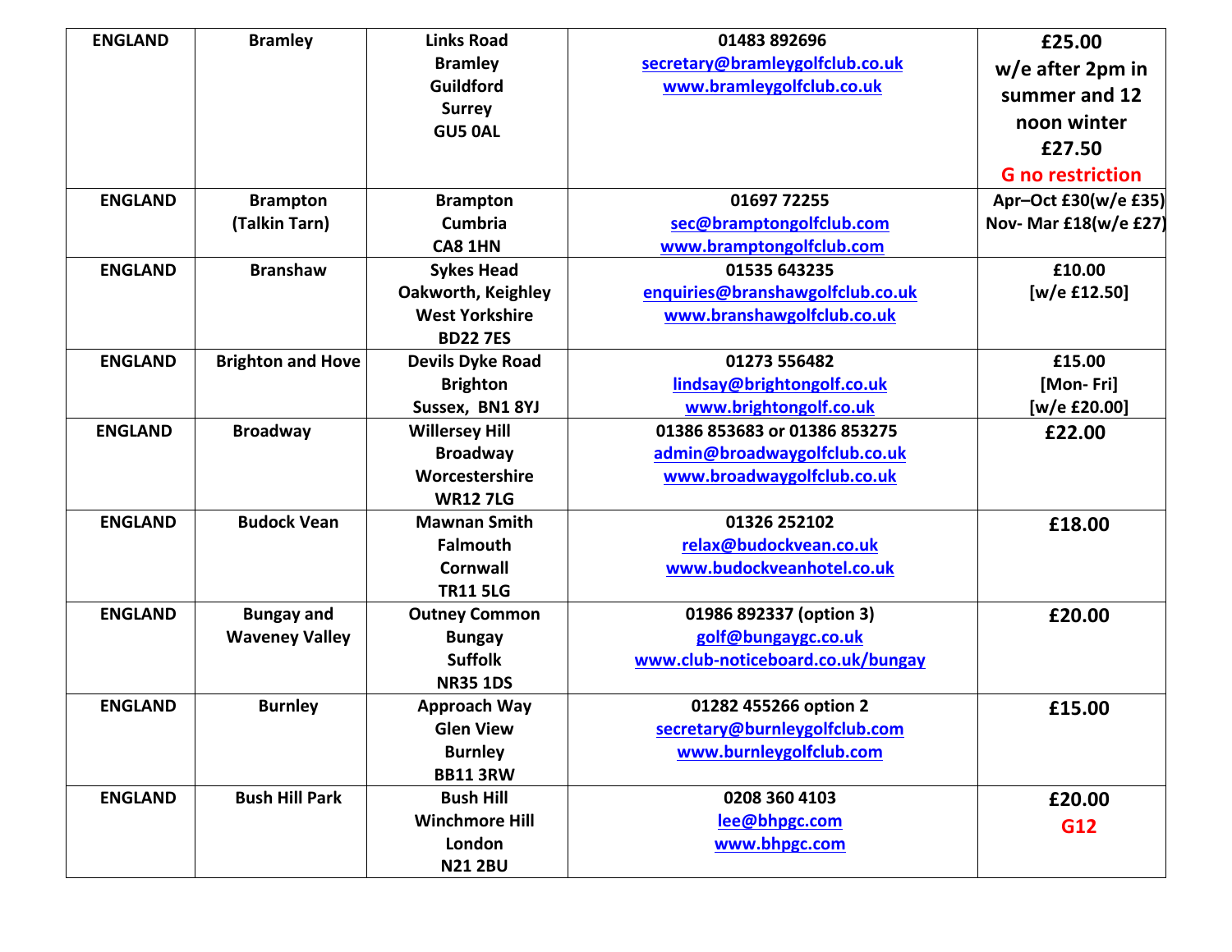| ENGLAND | Bramley | Links Road<br>Bramley<br>Guildford<br>Surrey<br>GU5 0AL | 01483 892696<br>secretary@bramleygolfclub.co.uk<br>www.bramleygolfclub.co.uk | £25.00<br>w/e after 2pm in summer and 12 noon winter<br>£27.50<br>G no restriction |
|---|---|---|---|---|
| ENGLAND | Brampton<br>(Talkin Tarn) | Brampton<br>Cumbria<br>CA8 1HN | 01697 72255<br>sec@bramptongolfclub.com<br>www.bramptongolfclub.com | Apr–Oct £30(w/e £35)<br>Nov- Mar £18(w/e £27) |
| ENGLAND | Branshaw | Sykes Head<br>Oakworth, Keighley<br>West Yorkshire<br>BD22 7ES | 01535 643235<br>enquiries@branshawgolfclub.co.uk<br>www.branshawgolfclub.co.uk | £10.00<br>[w/e £12.50] |
| ENGLAND | Brighton and Hove | Devils Dyke Road<br>Brighton<br>Sussex, BN1 8YJ | 01273 556482<br>lindsay@brightongolf.co.uk<br>www.brightongolf.co.uk | £15.00<br>[Mon- Fri]<br>[w/e £20.00] |
| ENGLAND | Broadway | Willersey Hill<br>Broadway<br>Worcestershire<br>WR12 7LG | 01386 853683 or 01386 853275<br>admin@broadwaygolfclub.co.uk<br>www.broadwaygolfclub.co.uk | £22.00 |
| ENGLAND | Budock Vean | Mawnan Smith<br>Falmouth<br>Cornwall<br>TR11 5LG | 01326 252102<br>relax@budockvean.co.uk<br>www.budockveanhotel.co.uk | £18.00 |
| ENGLAND | Bungay and Waveney Valley | Outney Common<br>Bungay<br>Suffolk<br>NR35 1DS | 01986 892337 (option 3)<br>golf@bungaygc.co.uk<br>www.club-noticeboard.co.uk/bungay | £20.00 |
| ENGLAND | Burnley | Approach Way<br>Glen View<br>Burnley<br>BB11 3RW | 01282 455266 option 2<br>secretary@burnleygolfclub.com<br>www.burnleygolfclub.com | £15.00 |
| ENGLAND | Bush Hill Park | Bush Hill<br>Winchmore Hill<br>London<br>N21 2BU | 0208 360 4103<br>lee@bhpgc.com<br>www.bhpgc.com | £20.00<br>G12 |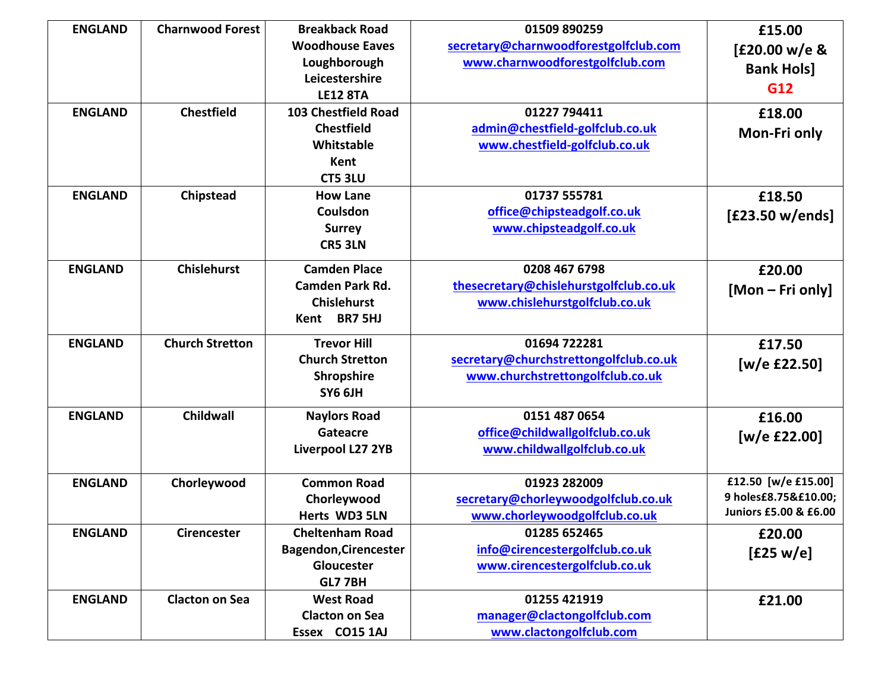| ENGLAND | Charnwood Forest | Breakback Road<br>Woodhouse Eaves<br>Loughborough<br>Leicestershire<br>LE12 8TA | 01509 890259<br>secretary@charnwoodforestgolfclub.com<br>www.charnwoodforestgolfclub.com | £15.00<br>[£20.00 w/e & Bank Hols]<br>G12 |
|---|---|---|---|---|
| ENGLAND | Chestfield | 103 Chestfield Road<br>Chestfield<br>Whitstable<br>Kent<br>CT5 3LU | 01227 794411<br>admin@chestfield-golfclub.co.uk<br>www.chestfield-golfclub.co.uk | £18.00<br>Mon-Fri only |
| ENGLAND | Chipstead | How Lane<br>Coulsdon<br>Surrey<br>CR5 3LN | 01737 555781<br>office@chipsteadgolf.co.uk<br>www.chipsteadgolf.co.uk | £18.50<br>[£23.50 w/ends] |
| ENGLAND | Chislehurst | Camden Place<br>Camden Park Rd.<br>Chislehurst<br>Kent BR7 5HJ | 0208 467 6798<br>thesecretary@chislehurstgolfclub.co.uk<br>www.chislehurstgolfclub.co.uk | £20.00<br>[Mon – Fri only] |
| ENGLAND | Church Stretton | Trevor Hill<br>Church Stretton<br>Shropshire<br>SY6 6JH | 01694 722281<br>secretary@churchstrettongolfclub.co.uk<br>www.churchstrettongolfclub.co.uk | £17.50<br>[w/e £22.50] |
| ENGLAND | Childwall | Naylors Road<br>Gateacre<br>Liverpool L27 2YB | 0151 487 0654<br>office@childwallgolfclub.co.uk<br>www.childwallgolfclub.co.uk | £16.00<br>[w/e £22.00] |
| ENGLAND | Chorleywood | Common Road<br>Chorleywood<br>Herts WD3 5LN | 01923 282009<br>secretary@chorleywoodgolfclub.co.uk<br>www.chorleywoodgolfclub.co.uk | £12.50 [w/e £15.00]<br>9 holes£8.75&£10.00;<br>Juniors £5.00 & £6.00 |
| ENGLAND | Cirencester | Cheltenham Road<br>Bagendon,Cirencester<br>Gloucester<br>GL7 7BH | 01285 652465<br>info@cirencestergolfclub.co.uk<br>www.cirencestergolfclub.co.uk | £20.00<br>[£25 w/e] |
| ENGLAND | Clacton on Sea | West Road<br>Clacton on Sea<br>Essex CO15 1AJ | 01255 421919<br>manager@clactongolfclub.com<br>www.clactongolfclub.com | £21.00 |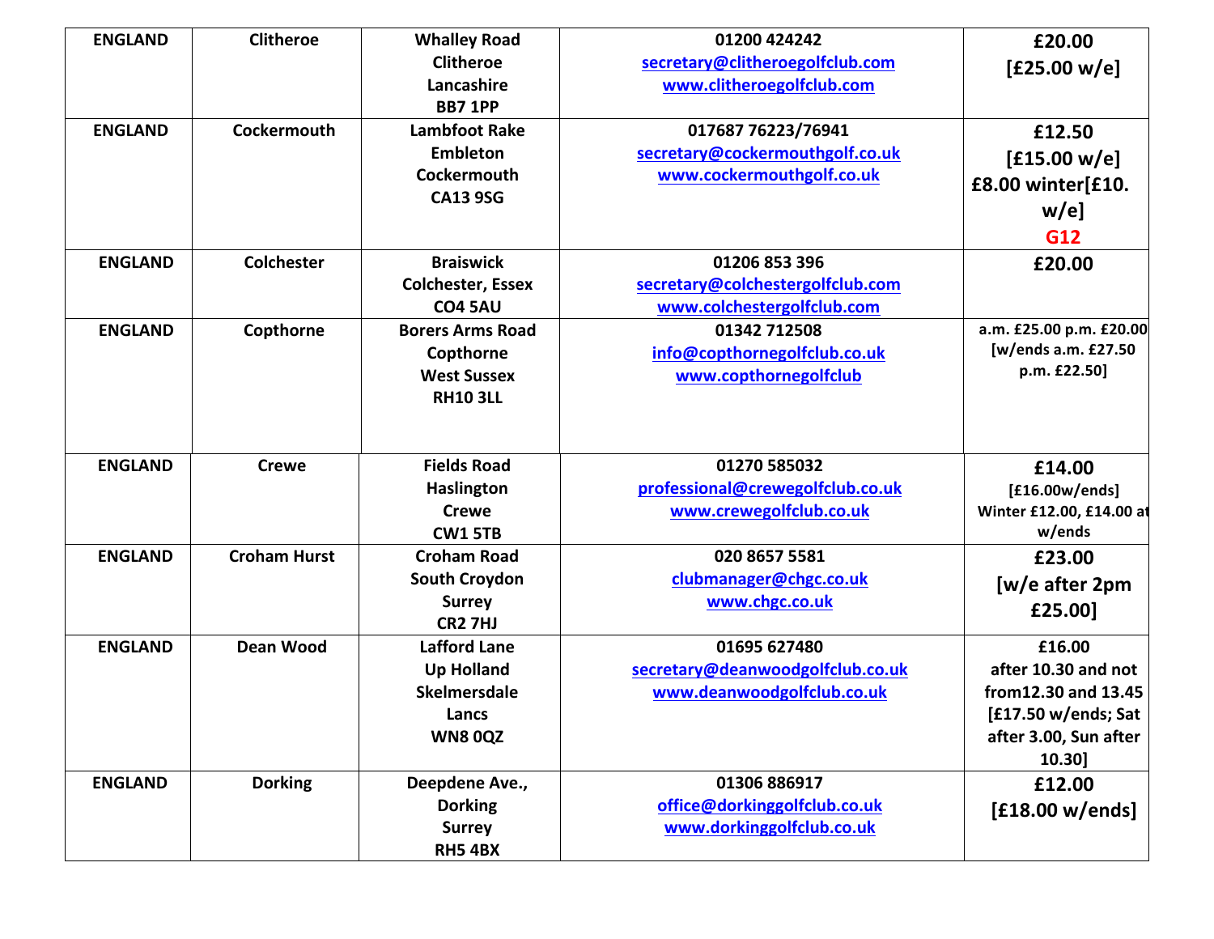| | | | | |
|---|---|---|---|---|
| **ENGLAND** | **Clitheroe** | **Whalley Road**<br>**Clitheroe**<br>**Lancashire**<br>**BB7 1PP** | **01200 424242**<br>**secretary@clitheroegolfclub.com**<br>**www.clitheroegolfclub.com** | **£20.00**<br>**[£25.00 w/e]** |
| **ENGLAND** | **Cockermouth** | **Lambfoot Rake**<br>**Embleton**<br>**Cockermouth**<br>**CA13 9SG** | **017687 76223/76941**<br>**secretary@cockermouthgolf.co.uk**<br>**www.cockermouthgolf.co.uk** | **£12.50**<br>**[£15.00 w/e]**<br>**£8.00 winter[£10. w/e]**<br>**G12** |
| **ENGLAND** | **Colchester** | **Braiswick**<br>**Colchester, Essex**<br>**CO4 5AU** | **01206 853 396**<br>**secretary@colchestergolfclub.com**<br>**www.colchestergolfclub.com** | **£20.00** |
| **ENGLAND** | **Copthorne** | **Borers Arms Road**<br>**Copthorne**<br>**West Sussex**<br>**RH10 3LL** | **01342 712508**<br>**info@copthornegolfclub.co.uk**<br>**www.copthornegolfclub** | **a.m. £25.00 p.m. £20.00**<br>**[w/ends a.m. £27.50 p.m. £22.50]** |
| **ENGLAND** | **Crewe** | **Fields Road**<br>**Haslington**<br>**Crewe**<br>**CW1 5TB** | **01270 585032**<br>**professional@crewegolfclub.co.uk**<br>**www.crewegolfclub.co.uk** | **£14.00**<br>**[£16.00w/ends]**<br>**Winter £12.00, £14.00 at w/ends** |
| **ENGLAND** | **Croham Hurst** | **Croham Road**<br>**South Croydon**<br>**Surrey**<br>**CR2 7HJ** | **020 8657 5581**<br>**clubmanager@chgc.co.uk**<br>**www.chgc.co.uk** | **£23.00**<br>**[w/e after 2pm £25.00]** |
| **ENGLAND** | **Dean Wood** | **Lafford Lane**<br>**Up Holland**<br>**Skelmersdale**<br>**Lancs**<br>**WN8 0QZ** | **01695 627480**<br>**secretary@deanwoodgolfclub.co.uk**<br>**www.deanwoodgolfclub.co.uk** | **£16.00**<br>**after 10.30 and not from12.30 and 13.45**<br>**[£17.50 w/ends; Sat after 3.00, Sun after 10.30]** |
| **ENGLAND** | **Dorking** | **Deepdene Ave.,**<br>**Dorking**<br>**Surrey**<br>**RH5 4BX** | **01306 886917**<br>**office@dorkinggolfclub.co.uk**<br>**www.dorkinggolfclub.co.uk** | **£12.00**<br>**[£18.00 w/ends]** |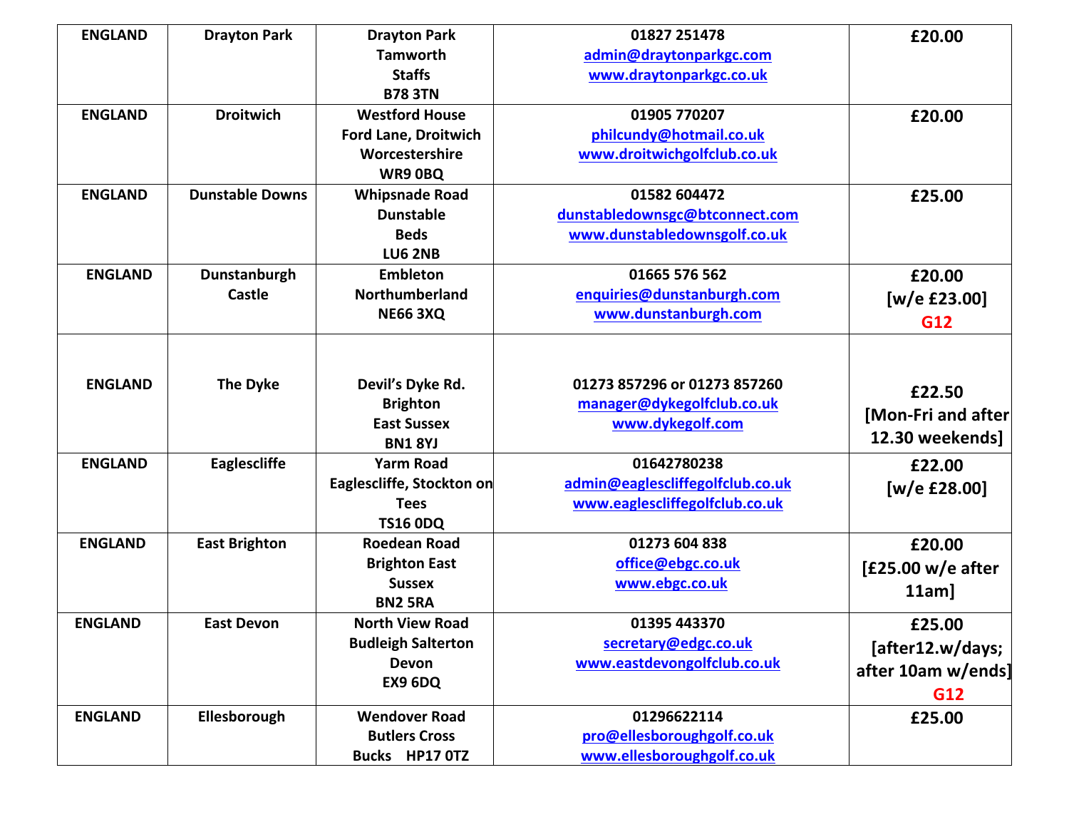| | | | | |
|---|---|---|---|---|
| ENGLAND | Drayton Park | Drayton Park<br>Tamworth<br>Staffs<br>B78 3TN | 01827 251478<br>admin@draytonparkgc.com<br>www.draytonparkgc.co.uk | £20.00 |
| ENGLAND | Droitwich | Westford House<br>Ford Lane, Droitwich<br>Worcestershire<br>WR9 0BQ | 01905 770207<br>philcundy@hotmail.co.uk<br>www.droitwichgolfclub.co.uk | £20.00 |
| ENGLAND | Dunstable Downs | Whipsnade Road<br>Dunstable<br>Beds<br>LU6 2NB | 01582 604472<br>dunstabledownsgc@btconnect.com<br>www.dunstabledownsgolf.co.uk | £25.00 |
| ENGLAND | Dunstanburgh Castle | Embleton<br>Northumberland<br>NE66 3XQ | 01665 576 562<br>enquiries@dunstanburgh.com<br>www.dunstanburgh.com | £20.00<br>[w/e £23.00]<br>G12 |
| ENGLAND | The Dyke | Devil's Dyke Rd.<br>Brighton<br>East Sussex<br>BN1 8YJ | 01273 857296 or 01273 857260<br>manager@dykegolfclub.co.uk<br>www.dykegolf.com | £22.50<br>[Mon-Fri and after 12.30 weekends] |
| ENGLAND | Eaglescliffe | Yarm Road<br>Eaglescliffe, Stockton on Tees<br>TS16 0DQ | 01642780238<br>admin@eaglescliffegolfclub.co.uk<br>www.eaglescliffegolfclub.co.uk | £22.00<br>[w/e £28.00] |
| ENGLAND | East Brighton | Roedean Road<br>Brighton East<br>Sussex<br>BN2 5RA | 01273 604 838<br>office@ebgc.co.uk<br>www.ebgc.co.uk | £20.00<br>[£25.00 w/e after 11am] |
| ENGLAND | East Devon | North View Road<br>Budleigh Salterton<br>Devon<br>EX9 6DQ | 01395 443370<br>secretary@edgc.co.uk<br>www.eastdevongolfclub.co.uk | £25.00<br>[after12.w/days; after 10am w/ends]<br>G12 |
| ENGLAND | Ellesborough | Wendover Road<br>Butlers Cross<br>Bucks HP17 0TZ | 01296622114<br>pro@ellesboroughgolf.co.uk<br>www.ellesboroughgolf.co.uk | £25.00 |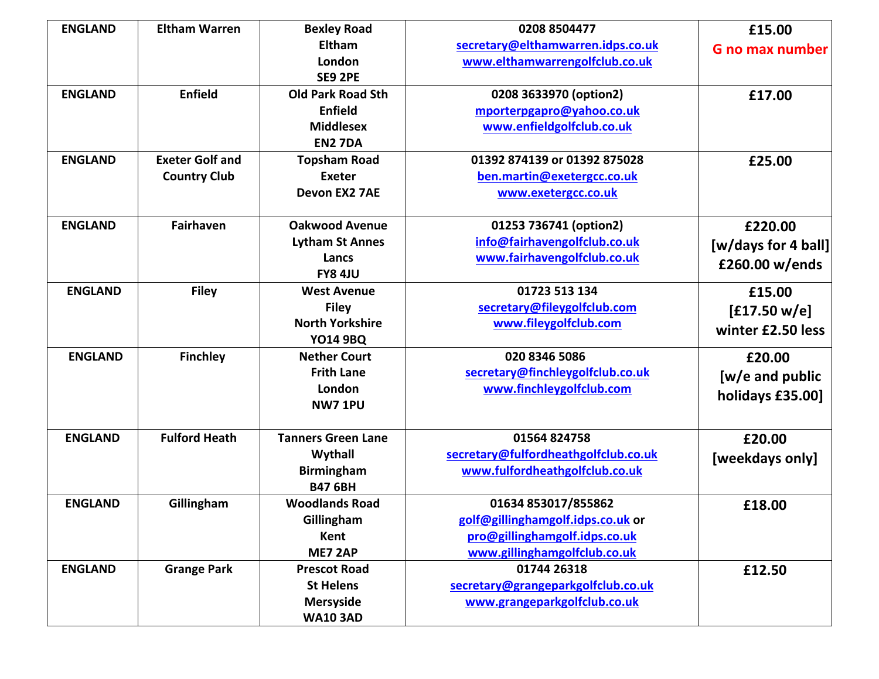| ENGLAND | Eltham Warren | Bexley Road<br>Eltham<br>London<br>SE9 2PE | 0208 8504477<br>secretary@elthamwarren.idps.co.uk<br>www.elthamwarrengolfclub.co.uk | £15.00<br>G no max number |
|---|---|---|---|---|
| ENGLAND | Enfield | Old Park Road Sth<br>Enfield<br>Middlesex<br>EN2 7DA | 0208 3633970 (option2)<br>mporterpgapro@yahoo.co.uk<br>www.enfieldgolfclub.co.uk | £17.00 |
| ENGLAND | Exeter Golf and Country Club | Topsham Road<br>Exeter<br>Devon EX2 7AE | 01392 874139 or 01392 875028<br>ben.martin@exetergcc.co.uk<br>www.exetergcc.co.uk | £25.00 |
| ENGLAND | Fairhaven | Oakwood Avenue<br>Lytham St Annes<br>Lancs<br>FY8 4JU | 01253 736741 (option2)<br>info@fairhavengolfclub.co.uk<br>www.fairhavengolfclub.co.uk | £220.00<br>[w/days for 4 ball]<br>£260.00 w/ends |
| ENGLAND | Filey | West Avenue<br>Filey<br>North Yorkshire<br>YO14 9BQ | 01723 513 134<br>secretary@fileygolfclub.com<br>www.fileygolfclub.com | £15.00<br>[£17.50 w/e]<br>winter £2.50 less |
| ENGLAND | Finchley | Nether Court<br>Frith Lane<br>London<br>NW7 1PU | 020 8346 5086<br>secretary@finchleygolfclub.co.uk<br>www.finchleygolfclub.com | £20.00<br>[w/e and public holidays £35.00] |
| ENGLAND | Fulford Heath | Tanners Green Lane<br>Wythall<br>Birmingham<br>B47 6BH | 01564 824758<br>secretary@fulfordheathgolfclub.co.uk<br>www.fulfordheathgolfclub.co.uk | £20.00<br>[weekdays only] |
| ENGLAND | Gillingham | Woodlands Road<br>Gillingham<br>Kent<br>ME7 2AP | 01634 853017/855862<br>golf@gillinghamgolf.idps.co.uk or<br>pro@gillinghamgolf.idps.co.uk<br>www.gillinghamgolfclub.co.uk | £18.00 |
| ENGLAND | Grange Park | Prescot Road<br>St Helens<br>Merseyside<br>WA10 3AD | 01744 26318<br>secretary@grangeparkgolfclub.co.uk<br>www.grangeparkgolfclub.co.uk | £12.50 |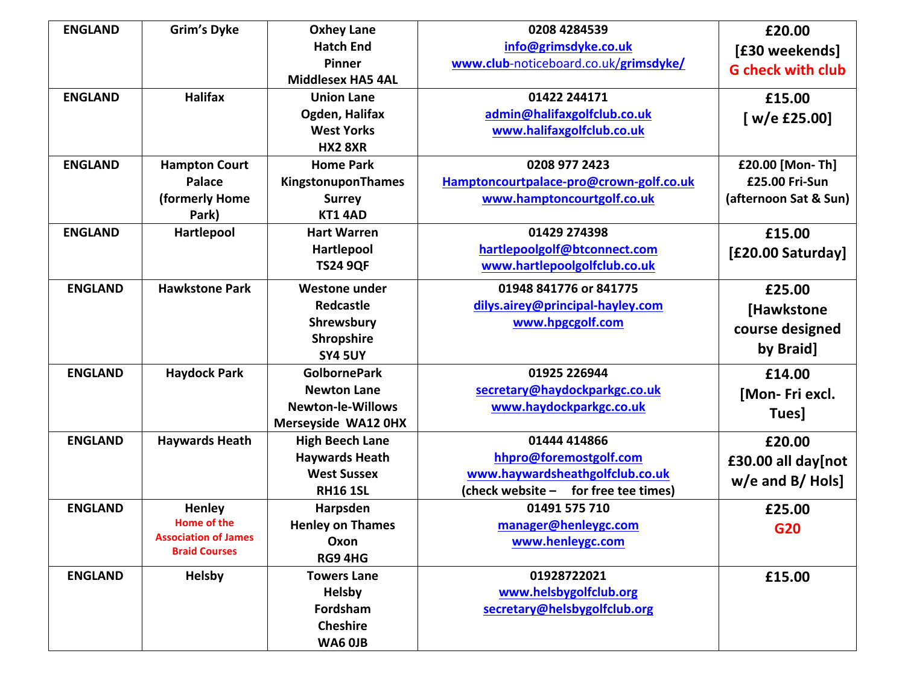| ENGLAND | Grim's Dyke | Oxhey Lane<br>Hatch End<br>Pinner<br>Middlesex HA5 4AL | 0208 4284539<br>info@grimsdyke.co.uk<br>www.club-noticeboard.co.uk/grimsdyke/ | £20.00<br>[£30 weekends]<br>G check with club |
|---|---|---|---|---|
| ENGLAND | Halifax | Union Lane<br>Ogden, Halifax<br>West Yorks<br>HX2 8XR | 01422 244171<br>admin@halifaxgolfclub.co.uk<br>www.halifaxgolfclub.co.uk | £15.00<br>[ w/e £25.00] |
| ENGLAND | Hampton Court Palace<br>(formerly Home Park) | Home Park<br>KingstonuponThames<br>Surrey<br>KT1 4AD | 0208 977 2423<br>Hamptoncourtpalace-pro@crown-golf.co.uk<br>www.hamptoncourtgolf.co.uk | £20.00 [Mon- Th]<br>£25.00 Fri-Sun<br>(afternoon Sat & Sun) |
| ENGLAND | Hartlepool | Hart Warren<br>Hartlepool<br>TS24 9QF | 01429 274398<br>hartlepoolgolf@btconnect.com<br>www.hartlepoolgolfclub.co.uk | £15.00<br>[£20.00 Saturday] |
| ENGLAND | Hawkstone Park | Westone under Redcastle<br>Shrewsbury<br>Shropshire<br>SY4 5UY | 01948 841776 or 841775<br>dilys.airey@principal-hayley.com<br>www.hpgcgolf.com | £25.00<br>[Hawkstone course designed by Braid] |
| ENGLAND | Haydock Park | GolbornePark<br>Newton Lane<br>Newton-le-Willows<br>Merseyside WA12 0HX | 01925 226944<br>secretary@haydockparkgc.co.uk<br>www.haydockparkgc.co.uk | £14.00<br>[Mon- Fri excl. Tues] |
| ENGLAND | Haywards Heath | High Beech Lane<br>Haywards Heath<br>West Sussex<br>RH16 1SL | 01444 414866<br>hhpro@foremostgolf.com<br>www.haywardsheathgolfclub.co.uk<br>(check website – for free tee times) | £20.00<br>£30.00 all day[not w/e and B/ Hols] |
| ENGLAND | Henley<br>Home of the Association of James Braid Courses | Harpsden<br>Henley on Thames<br>Oxon<br>RG9 4HG | 01491 575 710<br>manager@henleygc.com<br>www.henleygc.com | £25.00<br>G20 |
| ENGLAND | Helsby | Towers Lane<br>Helsby<br>Fordsham<br>Cheshire<br>WA6 0JB | 01928722021<br>www.helsbygolfclub.org<br>secretary@helsbygolfclub.org | £15.00 |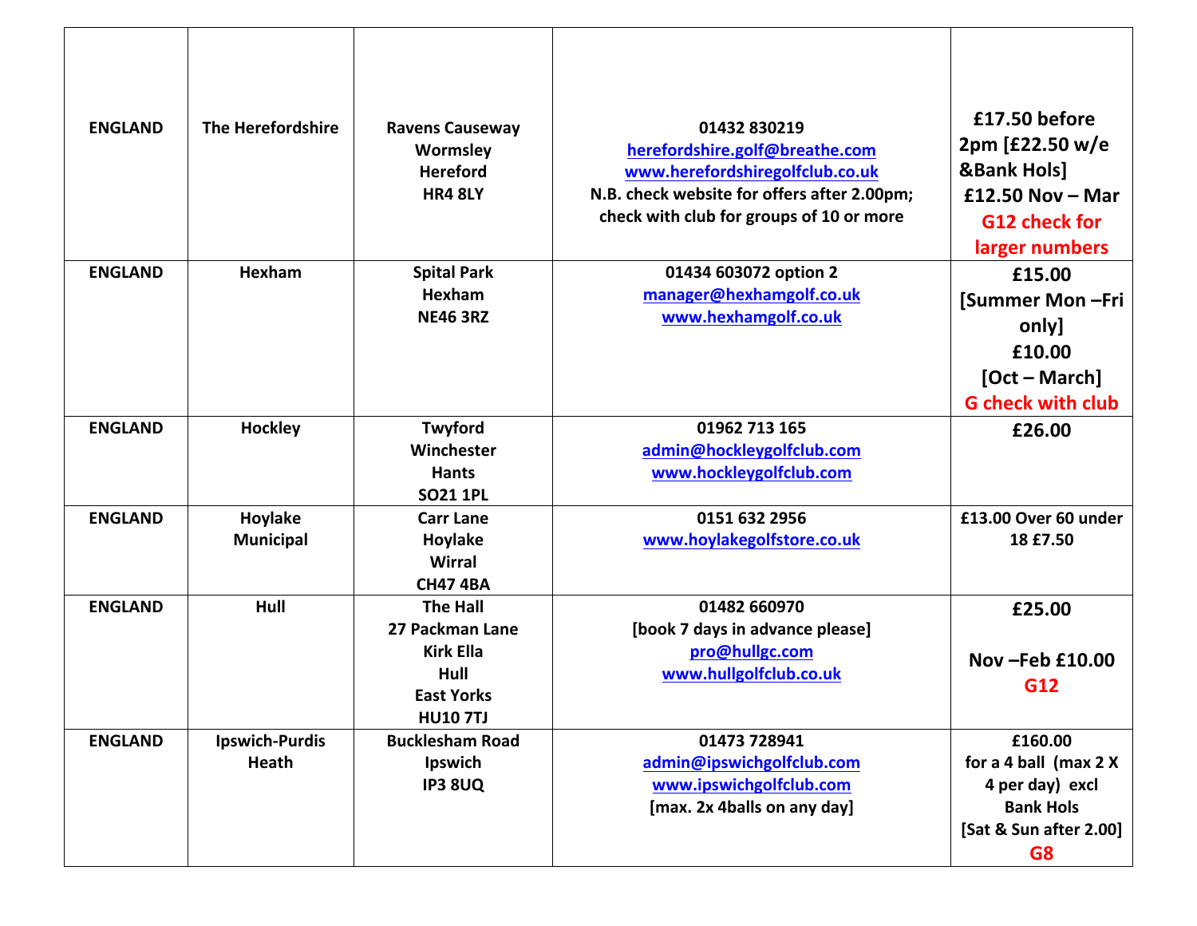| | | | | |
|---|---|---|---|---|
| ENGLAND | The Herefordshire | Ravens Causeway<br>Wormsley<br>Hereford<br>HR4 8LY | 01432 830219<br>herefordshire.golf@breathe.com<br>www.herefordshiregolfclub.co.uk<br>N.B. check website for offers after 2.00pm; check with club for groups of 10 or more | £17.50 before 2pm [£22.50 w/e &Bank Hols]<br>£12.50 Nov – Mar<br>G12 check for larger numbers |
| ENGLAND | Hexham | Spital Park<br>Hexham<br>NE46 3RZ | 01434 603072 option 2<br>manager@hexhamgolf.co.uk<br>www.hexhamgolf.co.uk | £15.00<br>[Summer Mon –Fri only]<br>£10.00<br>[Oct – March]<br>G check with club |
| ENGLAND | Hockley | Twyford<br>Winchester<br>Hants<br>SO21 1PL | 01962 713 165<br>admin@hockleygolfclub.com<br>www.hockleygolfclub.com | £26.00 |
| ENGLAND | Hoylake Municipal | Carr Lane<br>Hoylake<br>Wirral<br>CH47 4BA | 0151 632 2956<br>www.hoylakegolfstore.co.uk | £13.00 Over 60 under 18 £7.50 |
| ENGLAND | Hull | The Hall<br>27 Packman Lane<br>Kirk Ella<br>Hull<br>East Yorks<br>HU10 7TJ | 01482 660970<br>[book 7 days in advance please]<br>pro@hullgc.com<br>www.hullgolfclub.co.uk | £25.00<br>Nov –Feb £10.00<br>G12 |
| ENGLAND | Ipswich-Purdis Heath | Bucklesham Road<br>Ipswich<br>IP3 8UQ | 01473 728941<br>admin@ipswichgolfclub.com<br>www.ipswichgolfclub.com<br>[max. 2x 4balls on any day] | £160.00<br>for a 4 ball (max 2 X 4 per day) excl Bank Hols<br>[Sat & Sun after 2.00]<br>G8 |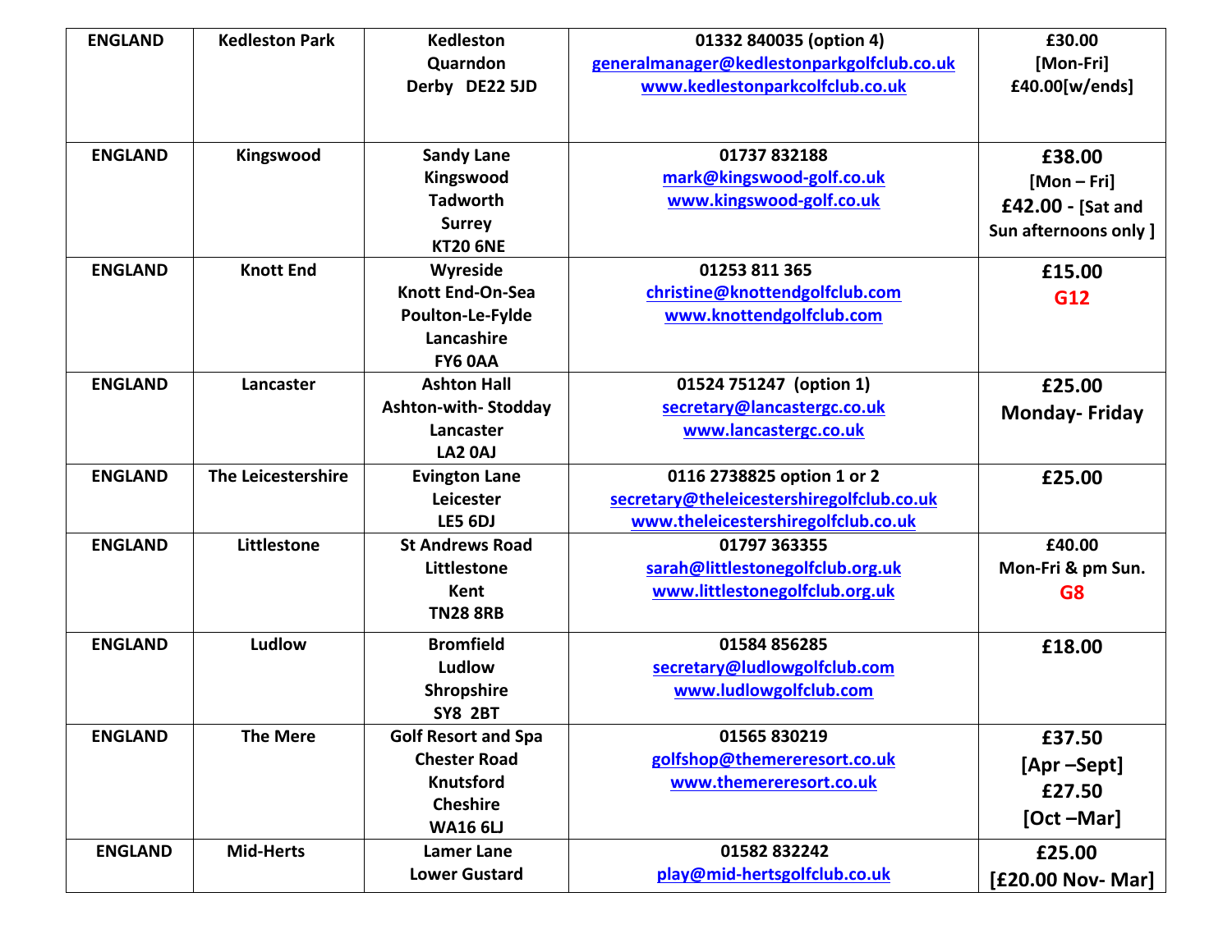| ENGLAND | Kedleston Park | Kedleston<br>Quarndon<br>Derby DE22 5JD | 01332 840035 (option 4)<br>generalmanager@kedlestonparkgolfclub.co.uk<br>www.kedlestonparkcolfclub.co.uk | £30.00<br>[Mon-Fri]<br>£40.00[w/ends] |
|---|---|---|---|---|
| ENGLAND | Kingswood | Sandy Lane<br>Kingswood<br>Tadworth<br>Surrey<br>KT20 6NE | 01737 832188<br>mark@kingswood-golf.co.uk<br>www.kingswood-golf.co.uk | £38.00<br>[Mon – Fri]<br>£42.00 - [Sat and Sun afternoons only ] |
| ENGLAND | Knott End | Wyreside<br>Knott End-On-Sea<br>Poulton-Le-Fylde<br>Lancashire<br>FY6 0AA | 01253 811 365<br>christine@knottendgolfclub.com<br>www.knottendgolfclub.com | £15.00<br>G12 |
| ENGLAND | Lancaster | Ashton Hall<br>Ashton-with- Stodday<br>Lancaster<br>LA2 0AJ | 01524 751247 (option 1)<br>secretary@lancastergc.co.uk<br>www.lancastergc.co.uk | £25.00<br>Monday- Friday |
| ENGLAND | The Leicestershire | Evington Lane<br>Leicester<br>LE5 6DJ | 0116 2738825 option 1 or 2<br>secretary@theleicestershiregolfclub.co.uk<br>www.theleicestershiregolfclub.co.uk | £25.00 |
| ENGLAND | Littlestone | St Andrews Road<br>Littlestone<br>Kent<br>TN28 8RB | 01797 363355<br>sarah@littlestonegolfclub.org.uk<br>www.littlestonegolfclub.org.uk | £40.00<br>Mon-Fri & pm Sun.<br>G8 |
| ENGLAND | Ludlow | Bromfield<br>Ludlow<br>Shropshire<br>SY8 2BT | 01584 856285<br>secretary@ludlowgolfclub.com<br>www.ludlowgolfclub.com | £18.00 |
| ENGLAND | The Mere | Golf Resort and Spa<br>Chester Road<br>Knutsford<br>Cheshire<br>WA16 6LJ | 01565 830219<br>golfshop@themereresort.co.uk<br>www.themereresort.co.uk | £37.50<br>[Apr –Sept]<br>£27.50<br>[Oct –Mar] |
| ENGLAND | Mid-Herts | Lamer Lane<br>Lower Gustard | 01582 832242<br>play@mid-hertsgolfclub.co.uk | £25.00<br>[£20.00 Nov- Mar] |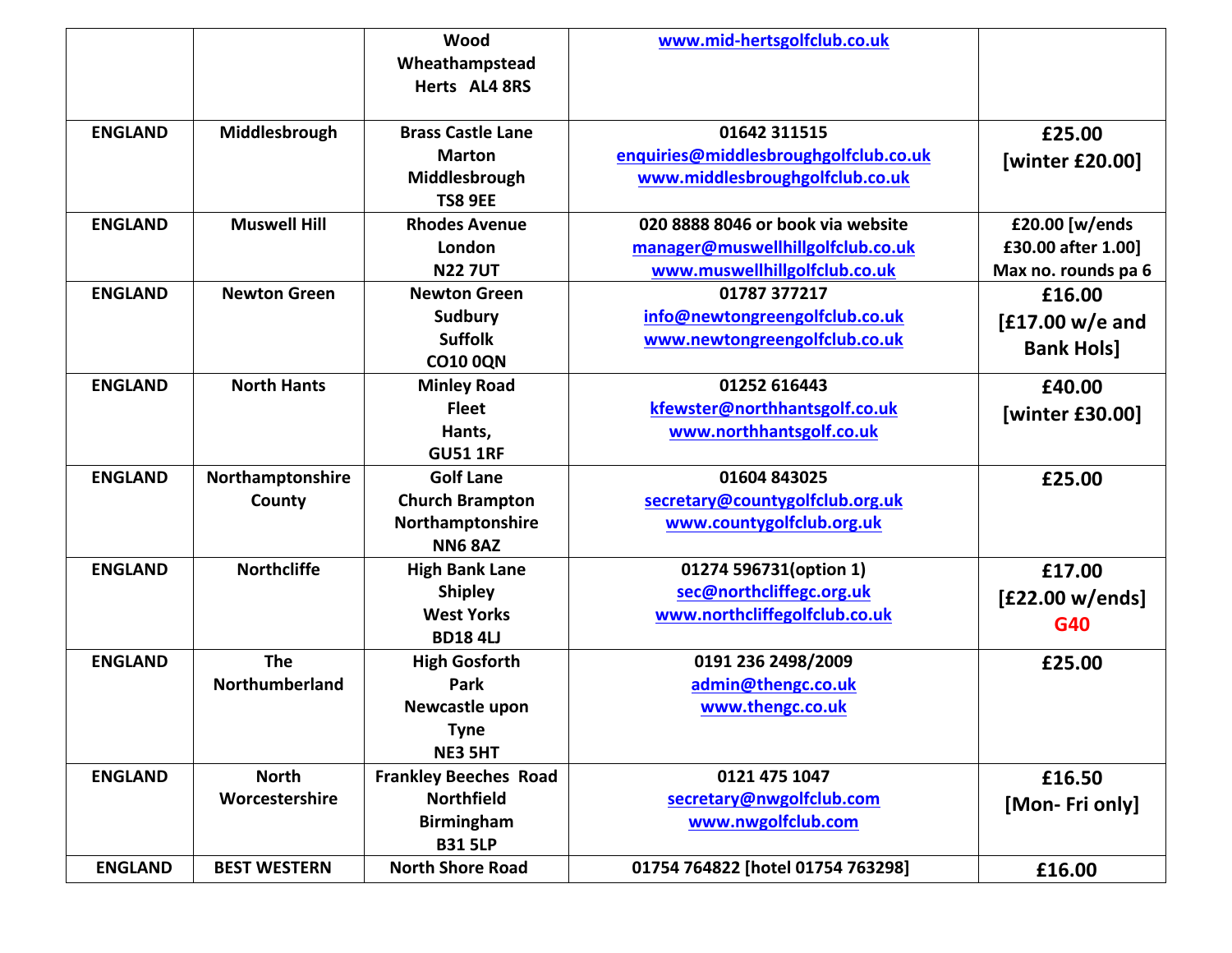| | | | | |
|---|---|---|---|---|
| | | Wood Wheathampstead Herts AL4 8RS | www.mid-hertsgolfclub.co.uk | |
| ENGLAND | Middlesbrough | Brass Castle Lane Marton Middlesbrough TS8 9EE | 01642 311515 enquiries@middlesbroughgolfclub.co.uk www.middlesbroughgolfclub.co.uk | £25.00 [winter £20.00] |
| ENGLAND | Muswell Hill | Rhodes Avenue London N22 7UT | 020 8888 8046 or book via website manager@muswellhillgolfclub.co.uk www.muswellhillgolfclub.co.uk | £20.00 [w/ends £30.00 after 1.00] Max no. rounds pa 6 |
| ENGLAND | Newton Green | Newton Green Sudbury Suffolk CO10 0QN | 01787 377217 info@newtongreengolfclub.co.uk www.newtongreengolfclub.co.uk | £16.00 [£17.00 w/e and Bank Hols] |
| ENGLAND | North Hants | Minley Road Fleet Hants, GU51 1RF | 01252 616443 kfewster@northhantsgolf.co.uk www.northhantsgolf.co.uk | £40.00 [winter £30.00] |
| ENGLAND | Northamptonshire County | Golf Lane Church Brampton Northamptonshire NN6 8AZ | 01604 843025 secretary@countygolfclub.org.uk www.countygolfclub.org.uk | £25.00 |
| ENGLAND | Northcliffe | High Bank Lane Shipley West Yorks BD18 4LJ | 01274 596731(option 1) sec@northcliffegc.org.uk www.northcliffegolfclub.co.uk | £17.00 [£22.00 w/ends] G40 |
| ENGLAND | The Northumberland | High Gosforth Park Newcastle upon Tyne NE3 5HT | 0191 236 2498/2009 admin@thengc.co.uk www.thengc.co.uk | £25.00 |
| ENGLAND | North Worcestershire | Frankley Beeches Road Northfield Birmingham B31 5LP | 0121 475 1047 secretary@nwgolfclub.com www.nwgolfclub.com | £16.50 [Mon- Fri only] |
| ENGLAND | BEST WESTERN | North Shore Road | 01754 764822 [hotel 01754 763298] | £16.00 |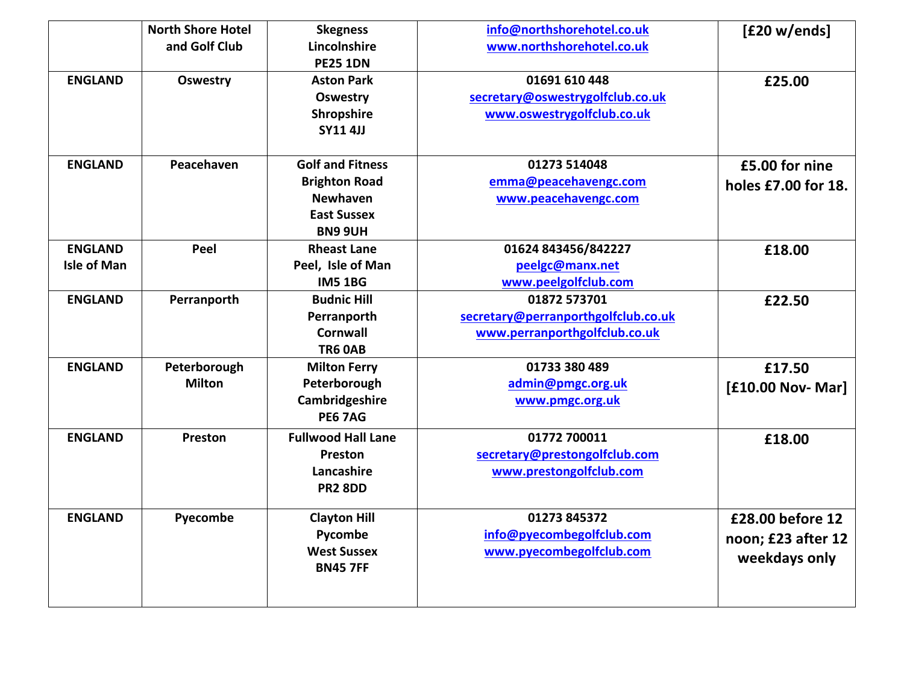| | | | | |
|---|---|---|---|---|
| | North Shore Hotel and Golf Club | Skegness Lincolnshire PE25 1DN | info@northshorehotel.co.uk www.northshorehotel.co.uk | [£20 w/ends] |
| ENGLAND | Oswestry | Aston Park Oswestry Shropshire SY11 4JJ | 01691 610 448 secretary@oswestrygolfclub.co.uk www.oswestrygolfclub.co.uk | £25.00 |
| ENGLAND | Peacehaven | Golf and Fitness Brighton Road Newhaven East Sussex BN9 9UH | 01273 514048 emma@peacehavengc.com www.peacehavengc.com | £5.00 for nine holes £7.00 for 18. |
| ENGLAND Isle of Man | Peel | Rheast Lane Peel, Isle of Man IM5 1BG | 01624 843456/842227 peelgc@manx.net www.peelgolfclub.com | £18.00 |
| ENGLAND | Perranporth | Budnic Hill Perranporth Cornwall TR6 0AB | 01872 573701 secretary@perranporthgolfclub.co.uk www.perranporthgolfclub.co.uk | £22.50 |
| ENGLAND | Peterborough Milton | Milton Ferry Peterborough Cambridgeshire PE6 7AG | 01733 380 489 admin@pmgc.org.uk www.pmgc.org.uk | £17.50 [£10.00 Nov- Mar] |
| ENGLAND | Preston | Fullwood Hall Lane Preston Lancashire PR2 8DD | 01772 700011 secretary@prestongolfclub.com www.prestongolfclub.com | £18.00 |
| ENGLAND | Pyecombe | Clayton Hill Pyecombe West Sussex BN45 7FF | 01273 845372 info@pyecombegolfclub.com www.pyecombegolfclub.com | £28.00 before 12 noon; £23 after 12 weekdays only |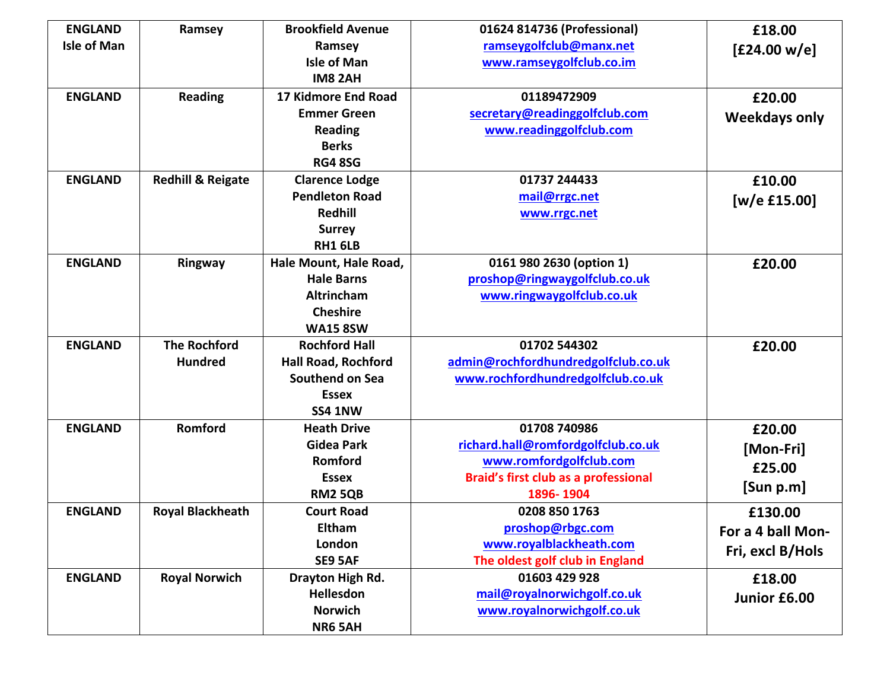| ENGLAND Isle of Man | Ramsey | Brookfield Avenue Ramsey Isle of Man IM8 2AH | 01624 814736 (Professional) ramseygolfclub@manx.net www.ramseygolfclub.co.im | £18.00 [£24.00 w/e] |
|---|---|---|---|---|
| ENGLAND | Reading | 17 Kidmore End Road Emmer Green Reading Berks RG4 8SG | 01189472909 secretary@readinggolfclub.com www.readinggolfclub.com | £20.00 Weekdays only |
| ENGLAND | Redhill & Reigate | Clarence Lodge Pendleton Road Redhill Surrey RH1 6LB | 01737 244433 mail@rrgc.net www.rrgc.net | £10.00 [w/e £15.00] |
| ENGLAND | Ringway | Hale Mount, Hale Road, Hale Barns Altrincham Cheshire WA15 8SW | 0161 980 2630 (option 1) proshop@ringwaygolfclub.co.uk www.ringwaygolfclub.co.uk | £20.00 |
| ENGLAND | The Rochford Hundred | Rochford Hall Hall Road, Rochford Southend on Sea Essex SS4 1NW | 01702 544302 admin@rochfordhundredgolfclub.co.uk www.rochfordhundredgolfclub.co.uk | £20.00 |
| ENGLAND | Romford | Heath Drive Gidea Park Romford Essex RM2 5QB | 01708 740986 richard.hall@romfordgolfclub.co.uk www.romfordgolfclub.com Braid's first club as a professional 1896- 1904 | £20.00 [Mon-Fri] £25.00 [Sun p.m] |
| ENGLAND | Royal Blackheath | Court Road Eltham London SE9 5AF | 0208 850 1763 proshop@rbgc.com www.royalblackheath.com The oldest golf club in England | £130.00 For a 4 ball Mon-Fri, excl B/Hols |
| ENGLAND | Royal Norwich | Drayton High Rd. Hellesdon Norwich NR6 5AH | 01603 429 928 mail@royalnorwichgolf.co.uk www.royalnorwichgolf.co.uk | £18.00 Junior £6.00 |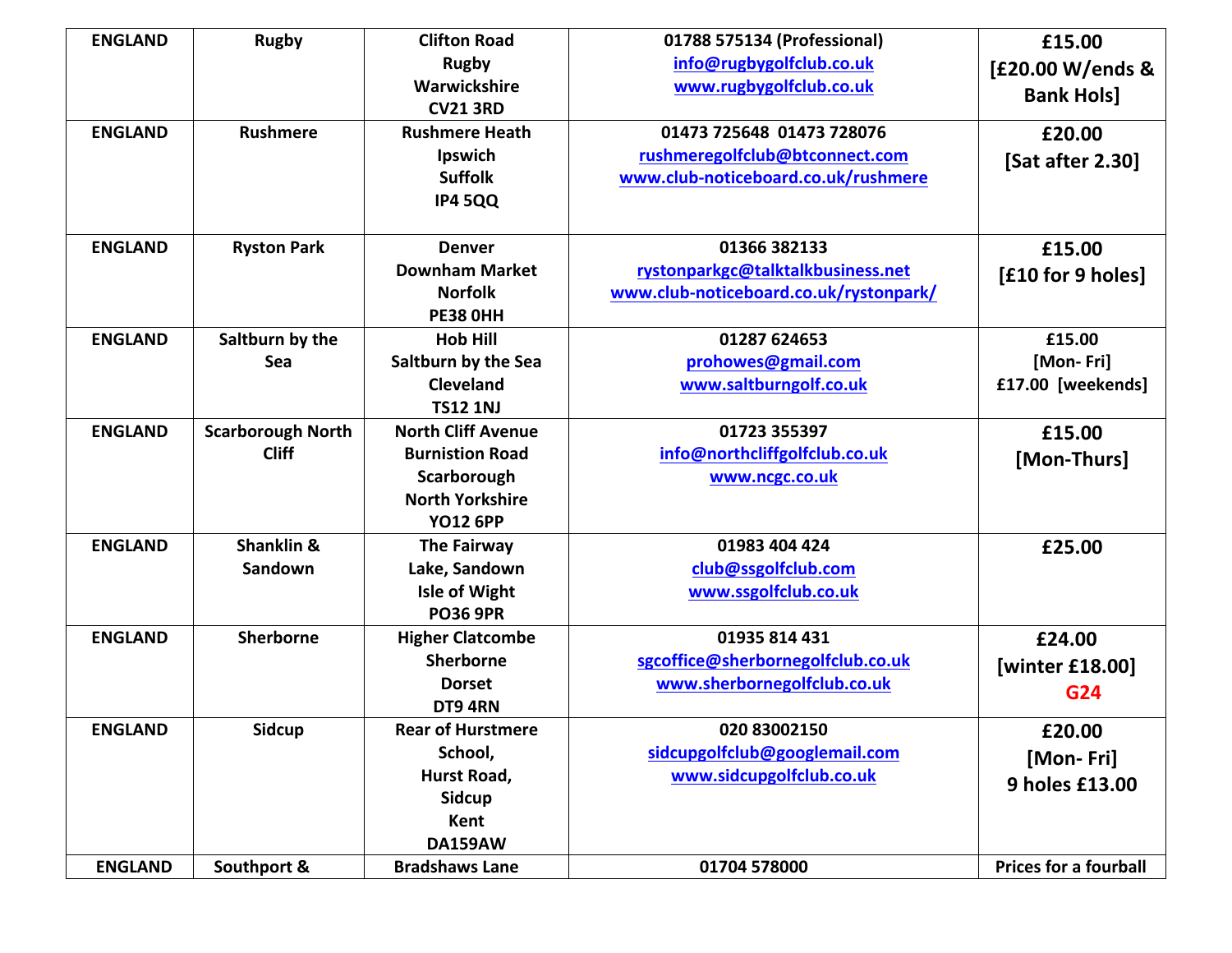| ENGLAND | Rugby | Clifton Road<br>Rugby<br>Warwickshire<br>CV21 3RD | 01788 575134 (Professional)<br>info@rugbygolfclub.co.uk<br>www.rugbygolfclub.co.uk | £15.00<br>[£20.00 W/ends & Bank Hols] |
|---|---|---|---|---|
| ENGLAND | Rushmere | Rushmere Heath<br>Ipswich<br>Suffolk<br>IP4 5QQ | 01473 725648 01473 728076<br>rushmeregolfclub@btconnect.com<br>www.club-noticeboard.co.uk/rushmere | £20.00<br>[Sat after 2.30] |
| ENGLAND | Ryston Park | Denver<br>Downham Market<br>Norfolk<br>PE38 0HH | 01366 382133<br>rystonparkgc@talktalkbusiness.net<br>www.club-noticeboard.co.uk/rystonpark/ | £15.00<br>[£10 for 9 holes] |
| ENGLAND | Saltburn by the Sea | Hob Hill<br>Saltburn by the Sea<br>Cleveland<br>TS12 1NJ | 01287 624653<br>prohowes@gmail.com<br>www.saltburngolf.co.uk | £15.00<br>[Mon- Fri]<br>£17.00 [weekends] |
| ENGLAND | Scarborough North Cliff | North Cliff Avenue<br>Burnistion Road<br>Scarborough<br>North Yorkshire<br>YO12 6PP | 01723 355397<br>info@northcliffgolfclub.co.uk<br>www.ncgc.co.uk | £15.00<br>[Mon-Thurs] |
| ENGLAND | Shanklin & Sandown | The Fairway<br>Lake, Sandown<br>Isle of Wight<br>PO36 9PR | 01983 404 424<br>club@ssgolfclub.com<br>www.ssgolfclub.co.uk | £25.00 |
| ENGLAND | Sherborne | Higher Clatcombe<br>Sherborne<br>Dorset<br>DT9 4RN | 01935 814 431<br>sgcoffice@sherbornegolfclub.co.uk<br>www.sherbornegolfclub.co.uk | £24.00<br>[winter £18.00]<br>G24 |
| ENGLAND | Sidcup | Rear of Hurstmere School,<br>Hurst Road,<br>Sidcup<br>Kent<br>DA159AW | 020 83002150<br>sidcupgolfclub@googlemail.com<br>www.sidcupgolfclub.co.uk | £20.00<br>[Mon- Fri]<br>9 holes £13.00 |
| ENGLAND | Southport & | Bradshaws Lane | 01704 578000 | Prices for a fourball |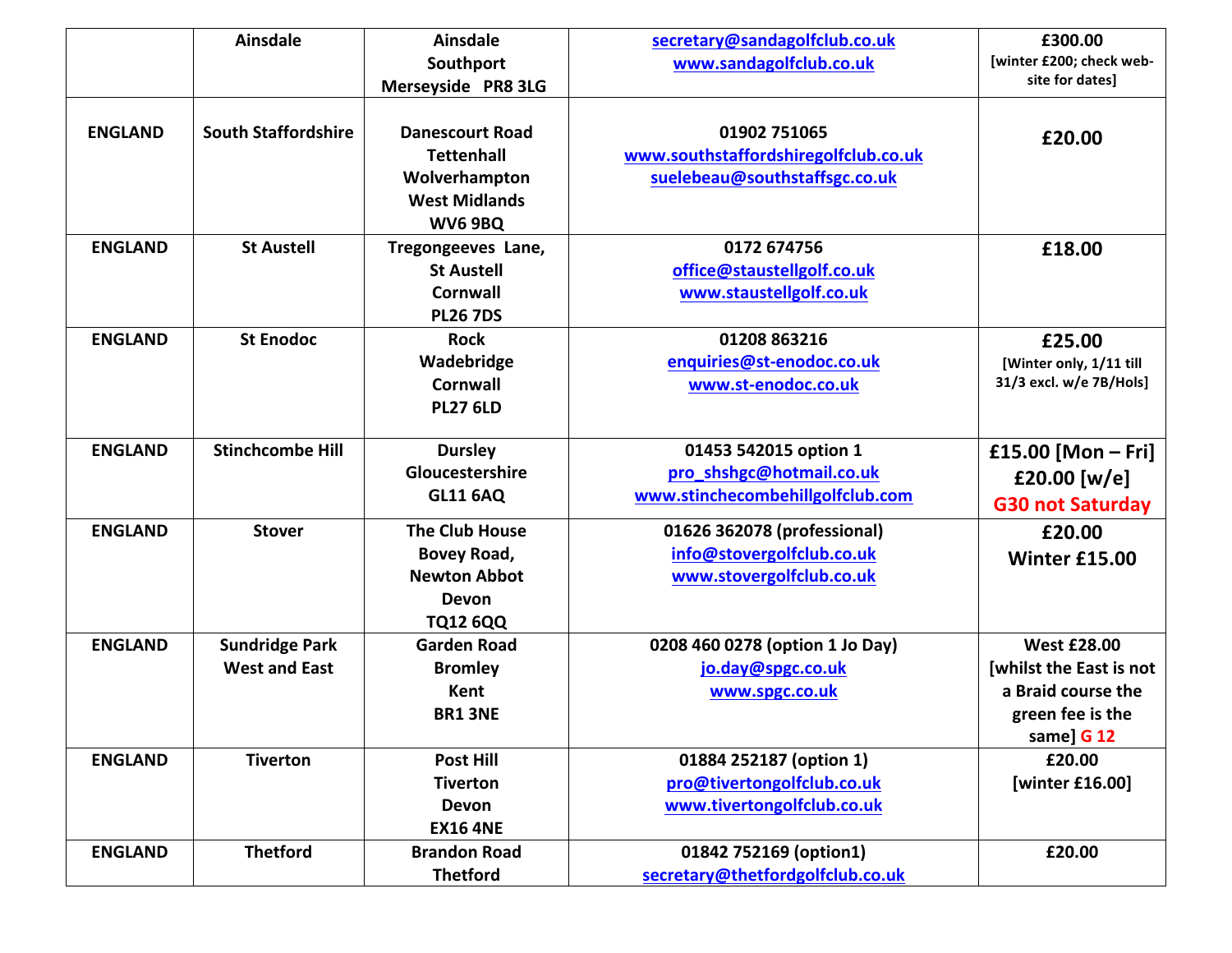|  | Ainsdale | Ainsdale<br>Southport<br>Merseyside PR8 3LG | secretary@sandagolfclub.co.uk<br>www.sandagolfclub.co.uk | £300.00<br>[winter £200; check web-site for dates] |
|---|---|---|---|---|
| ENGLAND | South Staffordshire | Danescourt Road<br>Tettenhall<br>Wolverhampton<br>West Midlands<br>WV6 9BQ | 01902 751065<br>www.southstaffordshiregolfclub.co.uk<br>suelebeau@southstaffsgc.co.uk | £20.00 |
| ENGLAND | St Austell | Tregongeeves Lane,<br>St Austell<br>Cornwall<br>PL26 7DS | 0172 674756<br>office@staustellgolf.co.uk<br>www.staustellgolf.co.uk | £18.00 |
| ENGLAND | St Enodoc | Rock<br>Wadebridge<br>Cornwall<br>PL27 6LD | 01208 863216<br>enquiries@st-enodoc.co.uk<br>www.st-enodoc.co.uk | £25.00<br>[Winter only, 1/11 till 31/3 excl. w/e 7B/Hols] |
| ENGLAND | Stinchcombe Hill | Dursley<br>Gloucestershire<br>GL11 6AQ | 01453 542015 option 1<br>pro_shshgc@hotmail.co.uk<br>www.stinchecombehillgolfclub.com | £15.00 [Mon – Fri]<br>£20.00 [w/e]<br>G30 not Saturday |
| ENGLAND | Stover | The Club House<br>Bovey Road,<br>Newton Abbot<br>Devon<br>TQ12 6QQ | 01626 362078 (professional)<br>info@stovergolfclub.co.uk<br>www.stovergolfclub.co.uk | £20.00<br>Winter £15.00 |
| ENGLAND | Sundridge Park<br>West and East | Garden Road<br>Bromley<br>Kent<br>BR1 3NE | 0208 460 0278 (option 1 Jo Day)<br>jo.day@spgc.co.uk<br>www.spgc.co.uk | West £28.00<br>[whilst the East is not a Braid course the green fee is the same] G 12 |
| ENGLAND | Tiverton | Post Hill<br>Tiverton<br>Devon<br>EX16 4NE | 01884 252187 (option 1)<br>pro@tivertongolfclub.co.uk<br>www.tivertongolfclub.co.uk | £20.00<br>[winter £16.00] |
| ENGLAND | Thetford | Brandon Road<br>Thetford | 01842 752169 (option1)<br>secretary@thetfordgolfclub.co.uk | £20.00 |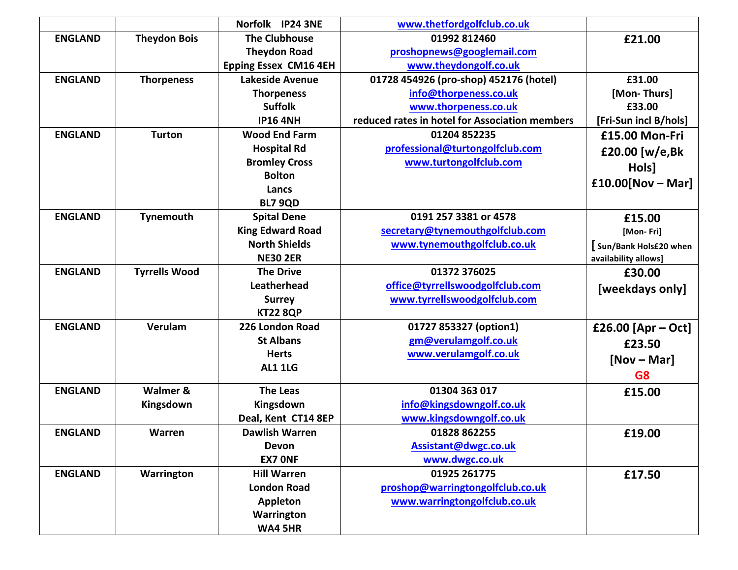| | | | | |
|---|---|---|---|---|
| | | Norfolk IP24 3NE | www.thetfordgolfclub.co.uk | |
| ENGLAND | Theydon Bois | The Clubhouse<br>Theydon Road<br>Epping Essex CM16 4EH | 01992 812460<br>proshopnews@googlemail.com<br>www.theydongolf.co.uk | £21.00 |
| ENGLAND | Thorpeness | Lakeside Avenue<br>Thorpeness<br>Suffolk<br>IP16 4NH | 01728 454926 (pro-shop) 452176 (hotel)<br>info@thorpeness.co.uk<br>www.thorpeness.co.uk<br>reduced rates in hotel for Association members | £31.00<br>[Mon- Thurs]<br>£33.00<br>[Fri-Sun incl B/hols] |
| ENGLAND | Turton | Wood End Farm<br>Hospital Rd<br>Bromley Cross<br>Bolton<br>Lancs<br>BL7 9QD | 01204 852235<br>professional@turtongolfclub.com<br>www.turtongolfclub.com | £15.00 Mon-Fri<br>£20.00 [w/e,Bk Hols]<br>£10.00[Nov – Mar] |
| ENGLAND | Tynemouth | Spital Dene<br>King Edward Road<br>North Shields<br>NE30 2ER | 0191 257 3381 or 4578<br>secretary@tynemouthgolfclub.com<br>www.tynemouthgolfclub.co.uk | £15.00<br>[Mon- Fri]<br>[ Sun/Bank Hols£20 when availability allows] |
| ENGLAND | Tyrrells Wood | The Drive<br>Leatherhead<br>Surrey<br>KT22 8QP | 01372 376025<br>office@tyrrellswoodgolfclub.com<br>www.tyrrellswoodgolfclub.com | £30.00<br>[weekdays only] |
| ENGLAND | Verulam | 226 London Road<br>St Albans<br>Herts<br>AL1 1LG | 01727 853327 (option1)<br>gm@verulamgolf.co.uk<br>www.verulamgolf.co.uk | £26.00 [Apr – Oct]<br>£23.50<br>[Nov – Mar]<br>G8 |
| ENGLAND | Walmer & Kingsdown | The Leas<br>Kingsdown<br>Deal, Kent CT14 8EP | 01304 363 017<br>info@kingsdowngolf.co.uk<br>www.kingsdowngolf.co.uk | £15.00 |
| ENGLAND | Warren | Dawlish Warren<br>Devon<br>EX7 0NF | 01828 862255<br>Assistant@dwgc.co.uk<br>www.dwgc.co.uk | £19.00 |
| ENGLAND | Warrington | Hill Warren<br>London Road<br>Appleton<br>Warrington<br>WA4 5HR | 01925 261775<br>proshop@warringtongolfclub.co.uk<br>www.warringtongolfclub.co.uk | £17.50 |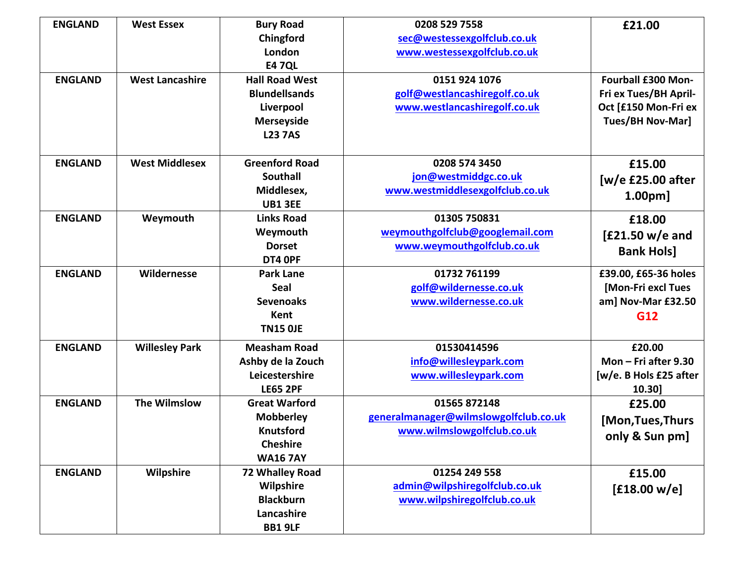| ENGLAND | West Essex | Bury Road<br>Chingford<br>London<br>E4 7QL | 0208 529 7558<br>sec@westessexgolfclub.co.uk<br>www.westessexgolfclub.co.uk | £21.00 |
|---|---|---|---|---|
| ENGLAND | West Lancashire | Hall Road West<br>Blundellsands<br>Liverpool<br>Merseyside<br>L23 7AS | 0151 924 1076<br>golf@westlancashiregolf.co.uk<br>www.westlancashiregolf.co.uk | Fourball £300 Mon-Fri ex Tues/BH April-Oct [£150 Mon-Fri ex Tues/BH Nov-Mar] |
| ENGLAND | West Middlesex | Greenford Road<br>Southall<br>Middlesex,<br>UB1 3EE | 0208 574 3450<br>jon@westmiddgc.co.uk<br>www.westmiddlesexgolfclub.co.uk | £15.00<br>[w/e £25.00 after 1.00pm] |
| ENGLAND | Weymouth | Links Road<br>Weymouth<br>Dorset<br>DT4 0PF | 01305 750831<br>weymouthgolfclub@googlemail.com<br>www.weymouthgolfclub.co.uk | £18.00<br>[£21.50 w/e and Bank Hols] |
| ENGLAND | Wildernesse | Park Lane<br>Seal<br>Sevenoaks<br>Kent<br>TN15 0JE | 01732 761199<br>golf@wildernesse.co.uk<br>www.wildernesse.co.uk | £39.00, £65-36 holes [Mon-Fri excl Tues am] Nov-Mar £32.50<br>G12 |
| ENGLAND | Willesley Park | Measham Road<br>Ashby de la Zouch<br>Leicestershire<br>LE65 2PF | 01530414596<br>info@willesleypark.com<br>www.willesleypark.com | £20.00<br>Mon – Fri after 9.30<br>[w/e. B Hols £25 after 10.30] |
| ENGLAND | The Wilmslow | Great Warford<br>Mobberley<br>Knutsford<br>Cheshire<br>WA16 7AY | 01565 872148<br>generalmanager@wilmslowgolfclub.co.uk<br>www.wilmslowgolfclub.co.uk | £25.00<br>[Mon,Tues,Thurs only & Sun pm] |
| ENGLAND | Wilpshire | 72 Whalley Road<br>Wilpshire<br>Blackburn<br>Lancashire<br>BB1 9LF | 01254 249 558<br>admin@wilpshiregolfclub.co.uk<br>www.wilpshiregolfclub.co.uk | £15.00<br>[£18.00 w/e] |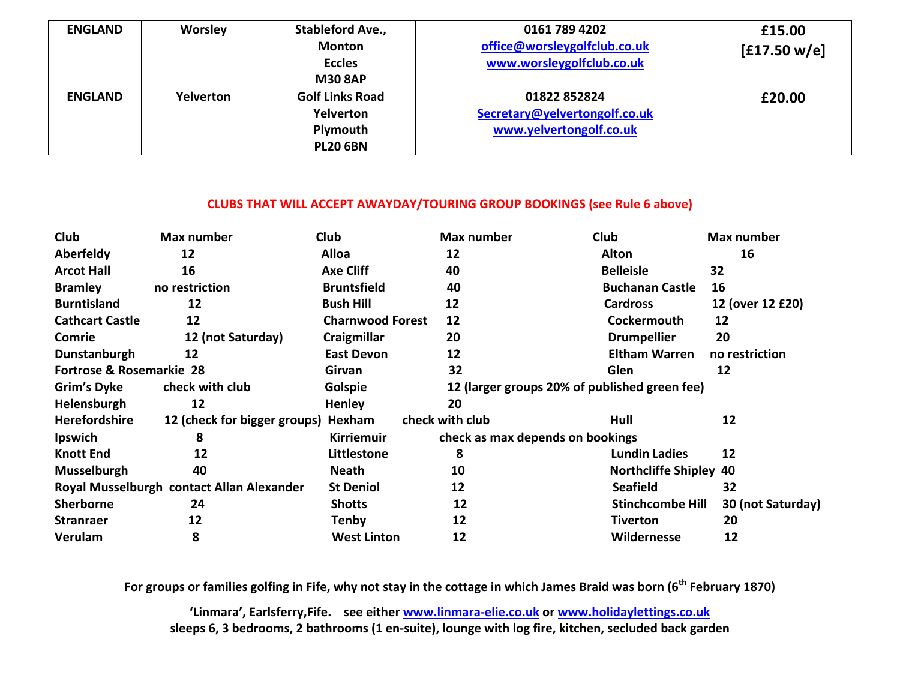| ENGLAND | Worsley | Stableford Ave., Monton Eccles M30 8AP | 0161 789 4202 office@worsleygolfclub.co.uk www.worsleygolfclub.co.uk | £15.00 [£17.50 w/e] |
|---|---|---|---|---|
| ENGLAND | Yelverton | Golf Links Road Yelverton Plymouth PL20 6BN | 01822 852824 Secretary@yelvertongolf.co.uk www.yelvertongolf.co.uk | £20.00 |

**CLUBS THAT WILL ACCEPT AWAYDAY/TOURING GROUP BOOKINGS (see Rule 6 above)**

| Club | Max number | Club | Max number | Club | Max number |
|---|---|---|---|---|---|
| Aberfeldy | 12 | Alloa | 12 | Alton | 16 |
| Arcot Hall | 16 | Axe Cliff | 40 | Belleisle | 32 |
| Bramley | no restriction | Bruntsfield | 40 | Buchanan Castle | 16 |
| Burntisland | 12 | Bush Hill | 12 | Cardross | 12 (over 12 £20) |
| Cathcart Castle | 12 | Charnwood Forest | 12 | Cockermouth | 12 |
| Comrie | 12 (not Saturday) | Craigmillar | 20 | Drumpellier | 20 |
| Dunstanburgh | 12 | East Devon | 12 | Eltham Warren | no restriction |
| Fortrose & Rosemarkie | 28 | Girvan | 32 | Glen | 12 |
| Grim's Dyke | check with club | Golspie | 12 (larger groups 20% of published green fee) | | |
| Helensburgh | 12 | Henley | 20 | | |
| Herefordshire | 12 (check for bigger groups) | Hexham | check with club | Hull | 12 |
| Ipswich | 8 | Kirriemuir | check as max depends on bookings | | |
| Knott End | 12 | Littlestone | 8 | Lundin Ladies | 12 |
| Musselburgh | 40 | Neath | 10 | Northcliffe Shipley | 40 |
| Royal Musselburgh | contact Allan Alexander | St Deniol | 12 | Seafield | 32 |
| Sherborne | 24 | Shotts | 12 | Stinchcombe Hill | 30 (not Saturday) |
| Stranraer | 12 | Tenby | 12 | Tiverton | 20 |
| Verulam | 8 | West Linton | 12 | Wildernesse | 12 |

**For groups or families golfing in Fife, why not stay in the cottage in which James Braid was born (6th February 1870)**

**'Linmara', Earlsferry,Fife. see either www.linmara-elie.co.uk or www.holidaylettings.co.uk**
**sleeps 6, 3 bedrooms, 2 bathrooms (1 en-suite), lounge with log fire, kitchen, secluded back garden**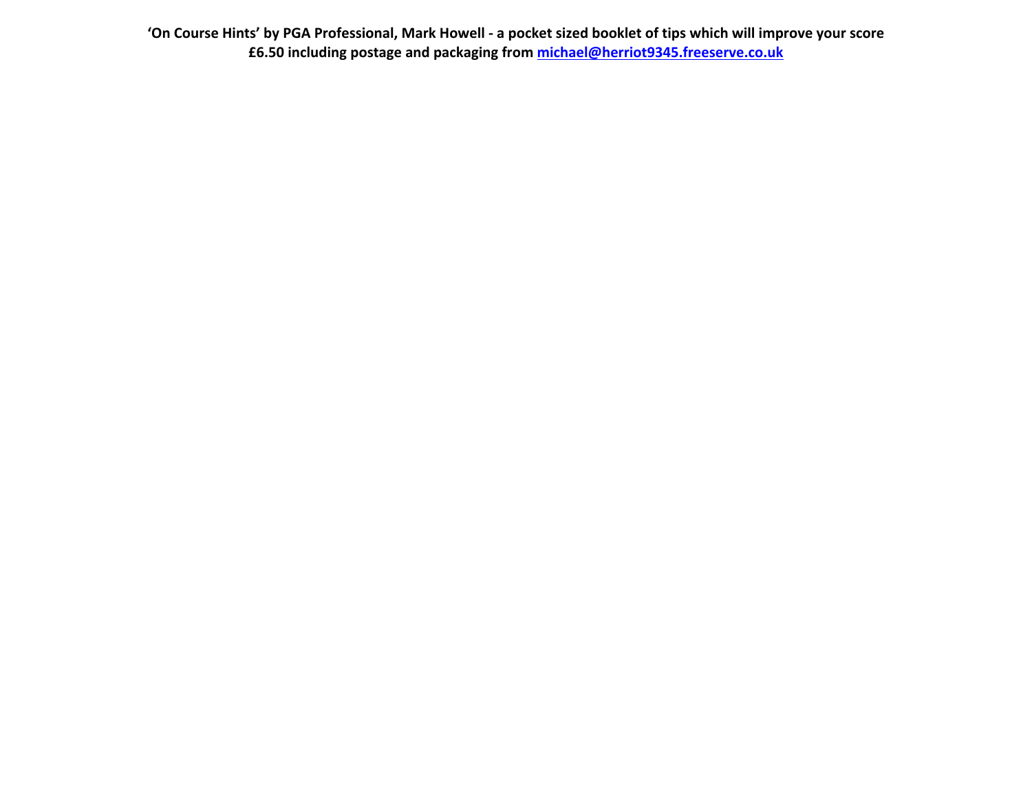**‘On Course Hints’ by PGA Professional, Mark Howell - a pocket sized booklet of tips which will improve your score**
**£6.50 including postage and packaging from [michael@herriot9345.freeserve.co.uk](mailto:michael@herriot9345.freeserve.co.uk)**